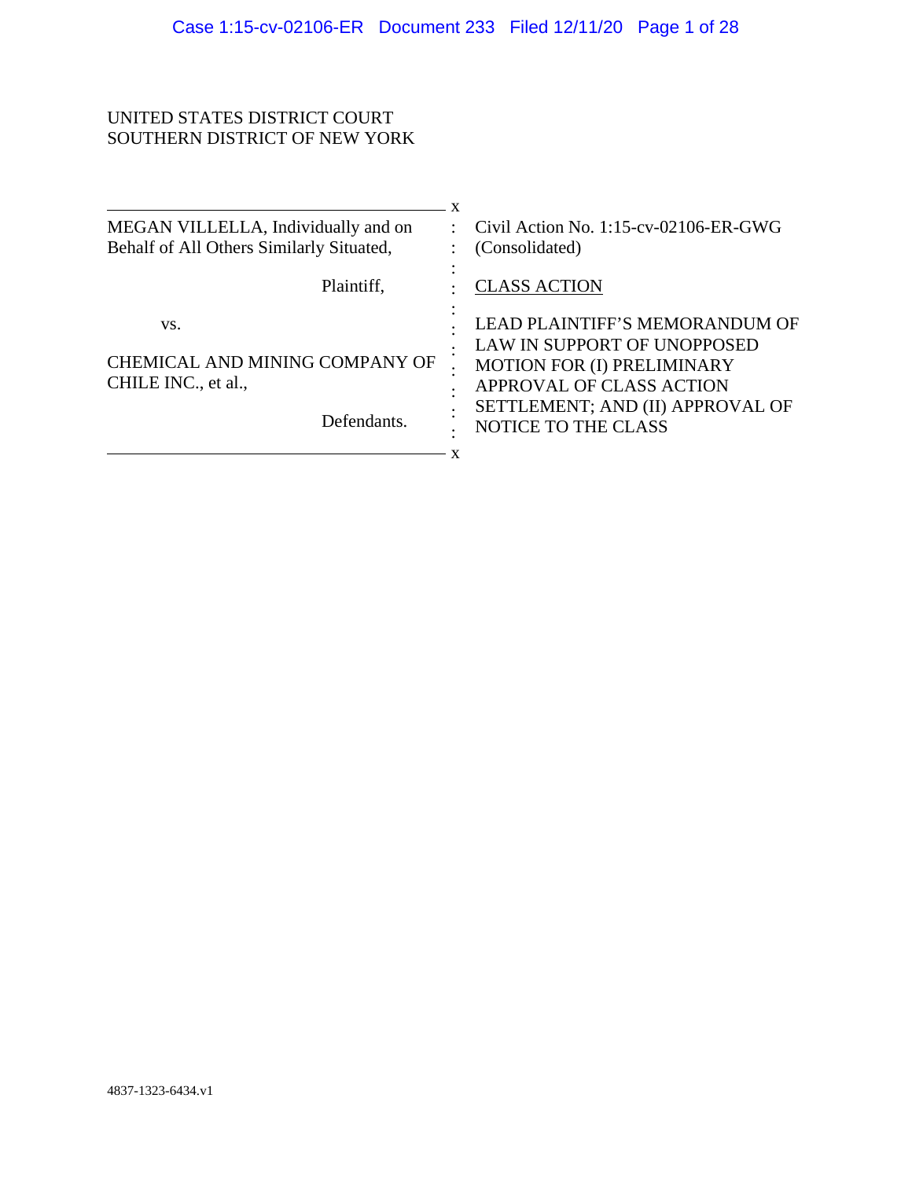UNITED STATES DISTRICT COURT
SOUTHERN DISTRICT OF NEW YORK

| | |
|---|---|
| MEGAN VILLELLA, Individually and on Behalf of All Others Similarly Situated, | Civil Action No. 1:15-cv-02106-ER-GWG (Consolidated) |
| Plaintiff, | CLASS ACTION |
| vs. | LEAD PLAINTIFF'S MEMORANDUM OF LAW IN SUPPORT OF UNOPPOSED MOTION FOR (I) PRELIMINARY APPROVAL OF CLASS ACTION SETTLEMENT; AND (II) APPROVAL OF NOTICE TO THE CLASS |
| CHEMICAL AND MINING COMPANY OF CHILE INC., et al., | |
| Defendants. | |

4837-1323-6434.v1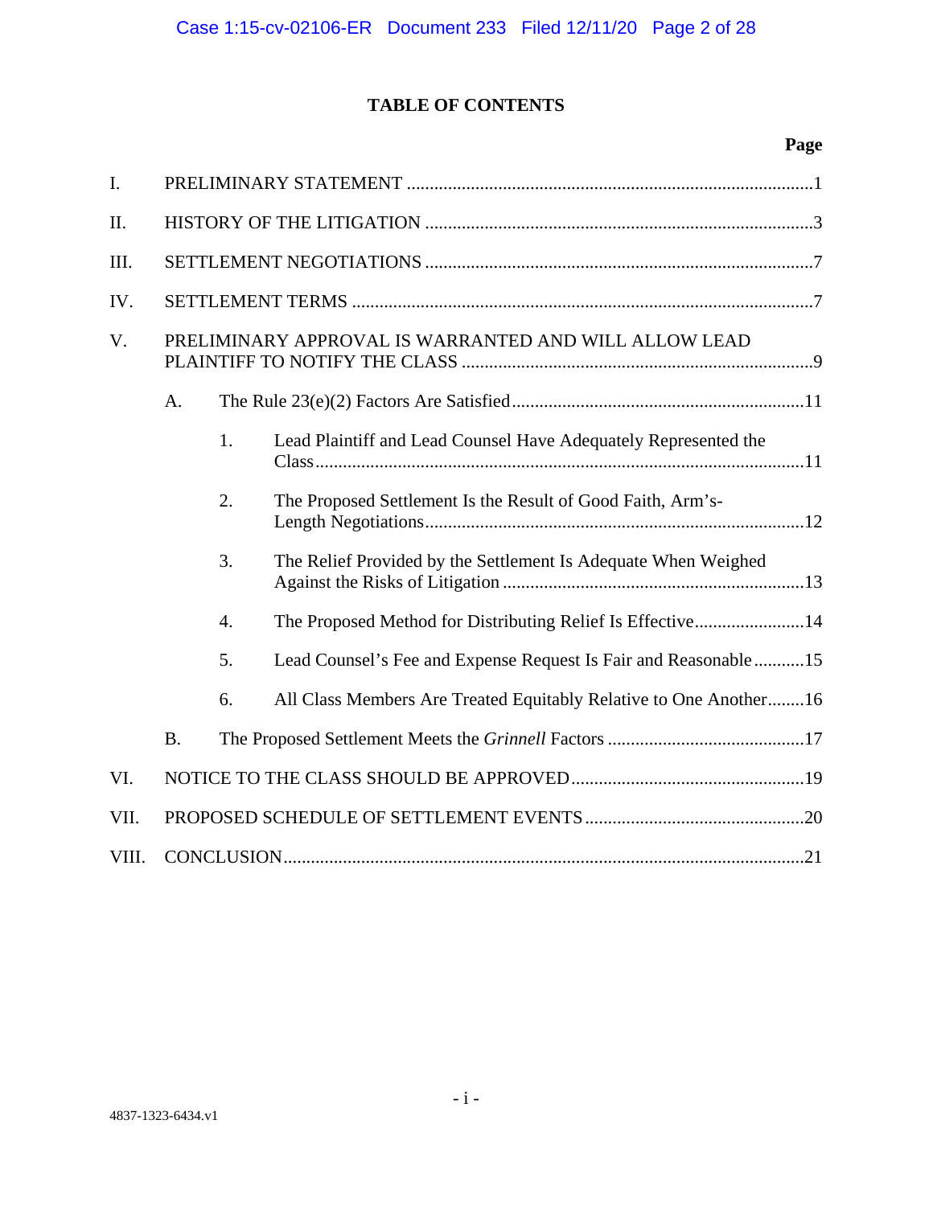# TABLE OF CONTENTS

**Page**

I. PRELIMINARY STATEMENT ........................................................................................1

II. HISTORY OF THE LITIGATION ....................................................................................3

III. SETTLEMENT NEGOTIATIONS ....................................................................................7

IV. SETTLEMENT TERMS ....................................................................................................7

V. PRELIMINARY APPROVAL IS WARRANTED AND WILL ALLOW LEAD PLAINTIFF TO NOTIFY THE CLASS ............................................................................9

  A. The Rule 23(e)(2) Factors Are Satisfied ................................................................11

    1. Lead Plaintiff and Lead Counsel Have Adequately Represented the Class ..........................................................................................................11

    2. The Proposed Settlement Is the Result of Good Faith, Arm's-Length Negotiations ..................................................................................12

    3. The Relief Provided by the Settlement Is Adequate When Weighed Against the Risks of Litigation .................................................................13

    4. The Proposed Method for Distributing Relief Is Effective........................14

    5. Lead Counsel's Fee and Expense Request Is Fair and Reasonable ...........15

    6. All Class Members Are Treated Equitably Relative to One Another........16

  B. The Proposed Settlement Meets the *Grinnell* Factors ...........................................17

VI. NOTICE TO THE CLASS SHOULD BE APPROVED..................................................19

VII. PROPOSED SCHEDULE OF SETTLEMENT EVENTS ................................................20

VIII. CONCLUSION.................................................................................................................21

4837-1323-6434.v1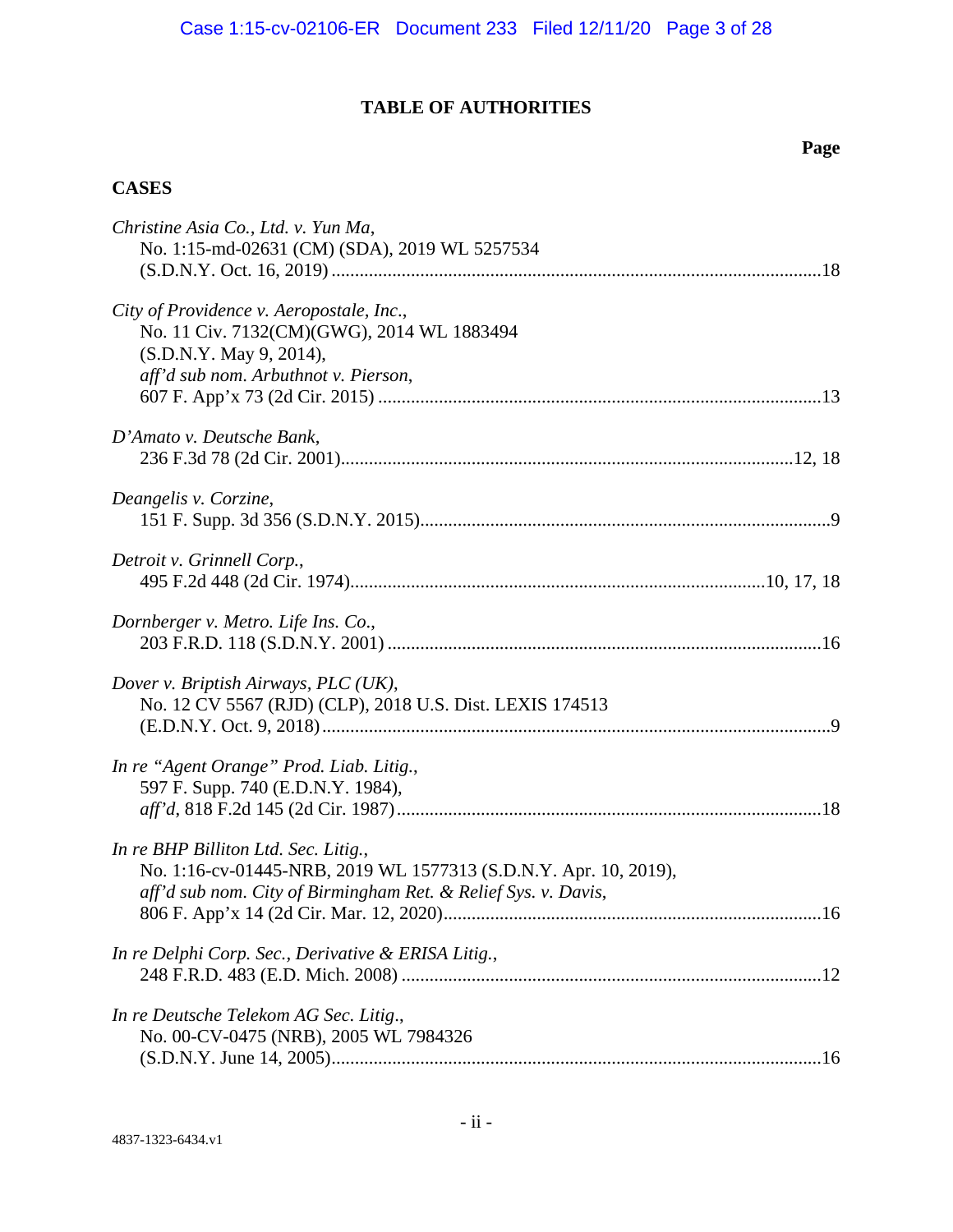## TABLE OF AUTHORITIES

**Page**

### CASES

*Christine Asia Co., Ltd. v. Yun Ma*,
No. 1:15-md-02631 (CM) (SDA), 2019 WL 5257534
(S.D.N.Y. Oct. 16, 2019) ........................................................................................................18

*City of Providence v. Aeropostale, Inc.*,
No. 11 Civ. 7132(CM)(GWG), 2014 WL 1883494
(S.D.N.Y. May 9, 2014),
*aff'd sub nom. Arbuthnot v. Pierson*,
607 F. App'x 73 (2d Cir. 2015) ..............................................................................................13

*D'Amato v. Deutsche Bank*,
236 F.3d 78 (2d Cir. 2001)................................................................................................12, 18

*Deangelis v. Corzine*,
151 F. Supp. 3d 356 (S.D.N.Y. 2015).......................................................................................9

*Detroit v. Grinnell Corp.*,
495 F.2d 448 (2d Cir. 1974)........................................................................................10, 17, 18

*Dornberger v. Metro. Life Ins. Co.*,
203 F.R.D. 118 (S.D.N.Y. 2001) ............................................................................................16

*Dover v. Briptish Airways, PLC (UK)*,
No. 12 CV 5567 (RJD) (CLP), 2018 U.S. Dist. LEXIS 174513
(E.D.N.Y. Oct. 9, 2018)............................................................................................................9

*In re "Agent Orange" Prod. Liab. Litig.*,
597 F. Supp. 740 (E.D.N.Y. 1984),
*aff'd*, 818 F.2d 145 (2d Cir. 1987)..........................................................................................18

*In re BHP Billiton Ltd. Sec. Litig.*,
No. 1:16-cv-01445-NRB, 2019 WL 1577313 (S.D.N.Y. Apr. 10, 2019),
*aff'd sub nom. City of Birmingham Ret. & Relief Sys. v. Davis*,
806 F. App'x 14 (2d Cir. Mar. 12, 2020)................................................................................16

*In re Delphi Corp. Sec., Derivative & ERISA Litig.*,
248 F.R.D. 483 (E.D. Mich. 2008) .........................................................................................12

*In re Deutsche Telekom AG Sec. Litig.*,
No. 00-CV-0475 (NRB), 2005 WL 7984326
(S.D.N.Y. June 14, 2005)........................................................................................................16

4837-1323-6434.v1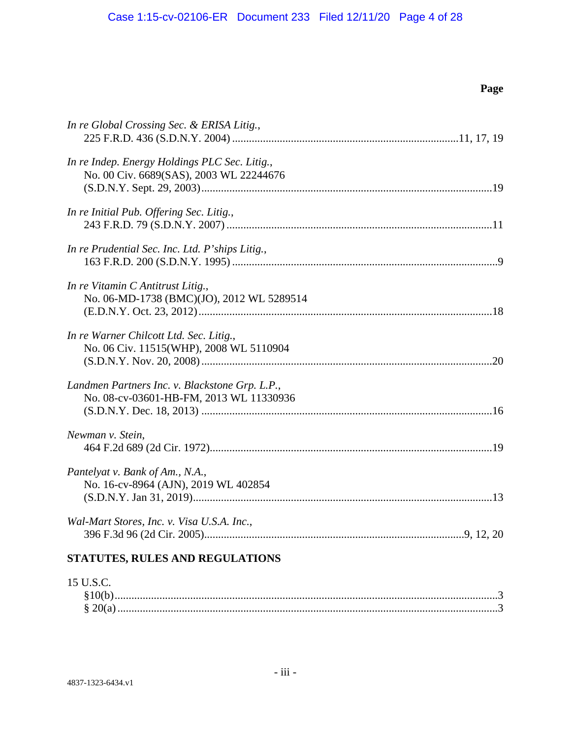**Page**

*In re Global Crossing Sec. & ERISA Litig.*,
225 F.R.D. 436 (S.D.N.Y. 2004) ....................................................................................11, 17, 19

*In re Indep. Energy Holdings PLC Sec. Litig.*,
No. 00 Civ. 6689(SAS), 2003 WL 22244676
(S.D.N.Y. Sept. 29, 2003)........................................................................................................19

*In re Initial Pub. Offering Sec. Litig.*,
243 F.R.D. 79 (S.D.N.Y. 2007) ...............................................................................................11

*In re Prudential Sec. Inc. Ltd. P'ships Litig.*,
163 F.R.D. 200 (S.D.N.Y. 1995) ...............................................................................................9

*In re Vitamin C Antitrust Litig.*,
No. 06-MD-1738 (BMC)(JO), 2012 WL 5289514
(E.D.N.Y. Oct. 23, 2012).........................................................................................................18

*In re Warner Chilcott Ltd. Sec. Litig.*,
No. 06 Civ. 11515(WHP), 2008 WL 5110904
(S.D.N.Y. Nov. 20, 2008)........................................................................................................20

*Landmen Partners Inc. v. Blackstone Grp. L.P.*,
No. 08-cv-03601-HB-FM, 2013 WL 11330936
(S.D.N.Y. Dec. 18, 2013) ........................................................................................................16

*Newman v. Stein*,
464 F.2d 689 (2d Cir. 1972).....................................................................................................19

*Pantelyat v. Bank of Am., N.A.*,
No. 16-cv-8964 (AJN), 2019 WL 402854
(S.D.N.Y. Jan 31, 2019)...........................................................................................................13

*Wal-Mart Stores, Inc. v. Visa U.S.A. Inc.*,
396 F.3d 96 (2d Cir. 2005).............................................................................................9, 12, 20

**STATUTES, RULES AND REGULATIONS**

15 U.S.C.
§10(b)..........................................................................................................................................3
§ 20(a) .........................................................................................................................................3

4837-1323-6434.v1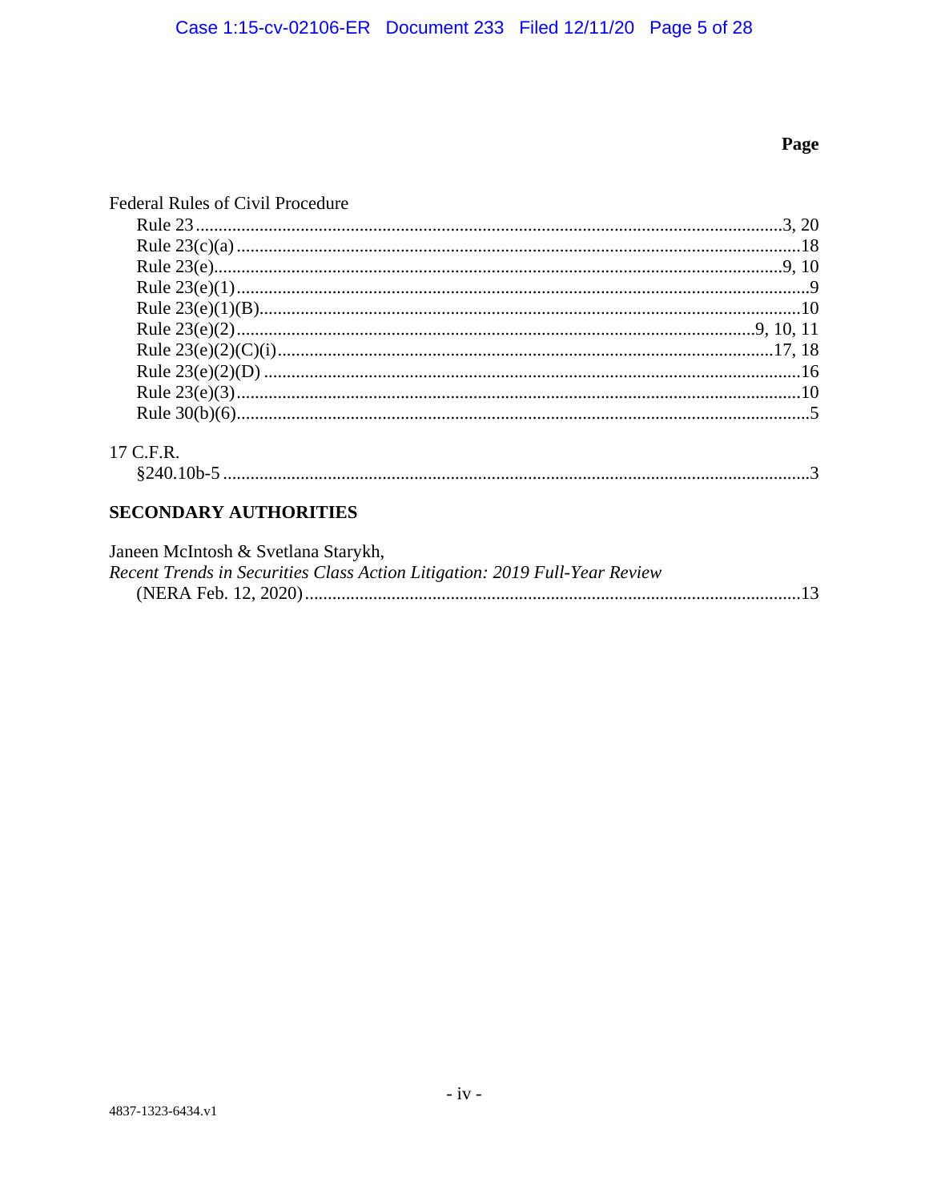**Page**

Federal Rules of Civil Procedure

Rule 23 ............................................................................................................................3, 20
Rule 23(c)(a) ...........................................................................................................................18
Rule 23(e)...........................................................................................................................9, 10
Rule 23(e)(1) .............................................................................................................................9
Rule 23(e)(1)(B).......................................................................................................................10
Rule 23(e)(2) ..................................................................................................................9, 10, 11
Rule 23(e)(2)(C)(i)...............................................................................................................17, 18
Rule 23(e)(2)(D) .......................................................................................................................16
Rule 23(e)(3).............................................................................................................................10
Rule 30(b)(6)...............................................................................................................................5

17 C.F.R.

§240.10b-5 .................................................................................................................................3

## SECONDARY AUTHORITIES

Janeen McIntosh & Svetlana Starykh,
*Recent Trends in Securities Class Action Litigation: 2019 Full-Year Review*
(NERA Feb. 12, 2020)..............................................................................................................13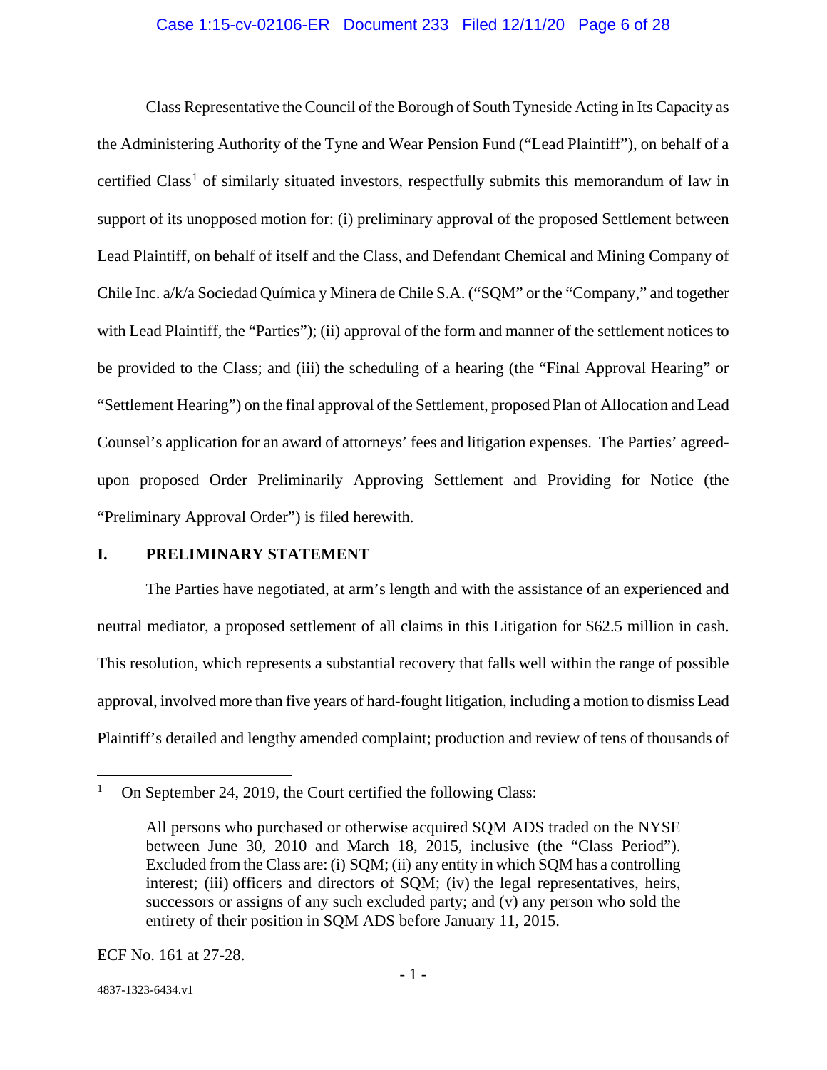Class Representative the Council of the Borough of South Tyneside Acting in Its Capacity as the Administering Authority of the Tyne and Wear Pension Fund ("Lead Plaintiff"), on behalf of a certified Class[1] of similarly situated investors, respectfully submits this memorandum of law in support of its unopposed motion for: (i) preliminary approval of the proposed Settlement between Lead Plaintiff, on behalf of itself and the Class, and Defendant Chemical and Mining Company of Chile Inc. a/k/a Sociedad Química y Minera de Chile S.A. ("SQM" or the "Company," and together with Lead Plaintiff, the "Parties"); (ii) approval of the form and manner of the settlement notices to be provided to the Class; and (iii) the scheduling of a hearing (the "Final Approval Hearing" or "Settlement Hearing") on the final approval of the Settlement, proposed Plan of Allocation and Lead Counsel's application for an award of attorneys' fees and litigation expenses. The Parties' agreed-upon proposed Order Preliminarily Approving Settlement and Providing for Notice (the "Preliminary Approval Order") is filed herewith.

## I. PRELIMINARY STATEMENT

The Parties have negotiated, at arm's length and with the assistance of an experienced and neutral mediator, a proposed settlement of all claims in this Litigation for $62.5 million in cash. This resolution, which represents a substantial recovery that falls well within the range of possible approval, involved more than five years of hard-fought litigation, including a motion to dismiss Lead Plaintiff's detailed and lengthy amended complaint; production and review of tens of thousands of

---

[1] On September 24, 2019, the Court certified the following Class:

> All persons who purchased or otherwise acquired SQM ADS traded on the NYSE between June 30, 2010 and March 18, 2015, inclusive (the "Class Period"). Excluded from the Class are: (i) SQM; (ii) any entity in which SQM has a controlling interest; (iii) officers and directors of SQM; (iv) the legal representatives, heirs, successors or assigns of any such excluded party; and (v) any person who sold the entirety of their position in SQM ADS before January 11, 2015.

ECF No. 161 at 27-28.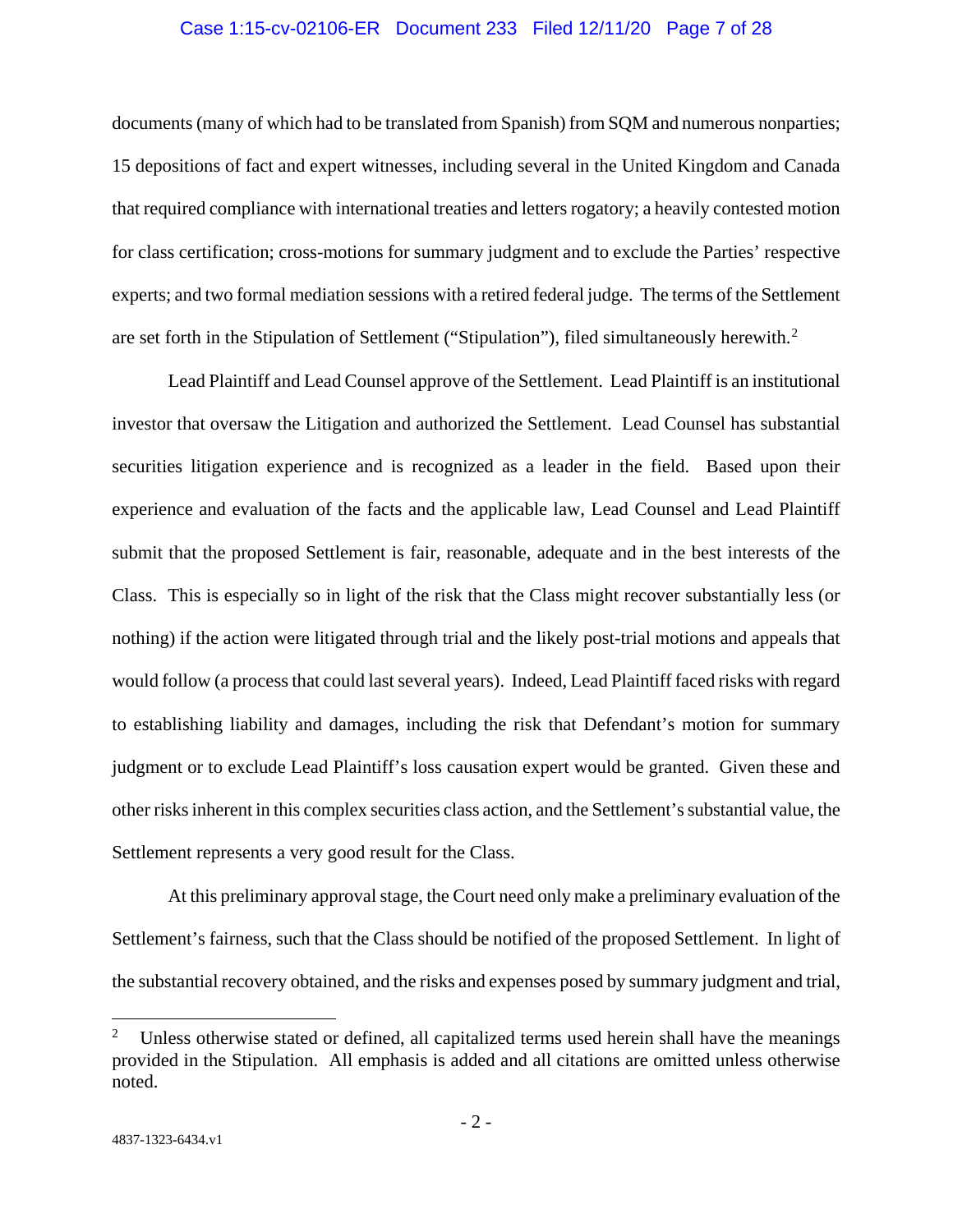documents (many of which had to be translated from Spanish) from SQM and numerous nonparties; 15 depositions of fact and expert witnesses, including several in the United Kingdom and Canada that required compliance with international treaties and letters rogatory; a heavily contested motion for class certification; cross-motions for summary judgment and to exclude the Parties' respective experts; and two formal mediation sessions with a retired federal judge. The terms of the Settlement are set forth in the Stipulation of Settlement ("Stipulation"), filed simultaneously herewith.[2]

Lead Plaintiff and Lead Counsel approve of the Settlement. Lead Plaintiff is an institutional investor that oversaw the Litigation and authorized the Settlement. Lead Counsel has substantial securities litigation experience and is recognized as a leader in the field. Based upon their experience and evaluation of the facts and the applicable law, Lead Counsel and Lead Plaintiff submit that the proposed Settlement is fair, reasonable, adequate and in the best interests of the Class. This is especially so in light of the risk that the Class might recover substantially less (or nothing) if the action were litigated through trial and the likely post-trial motions and appeals that would follow (a process that could last several years). Indeed, Lead Plaintiff faced risks with regard to establishing liability and damages, including the risk that Defendant's motion for summary judgment or to exclude Lead Plaintiff's loss causation expert would be granted. Given these and other risks inherent in this complex securities class action, and the Settlement's substantial value, the Settlement represents a very good result for the Class.

At this preliminary approval stage, the Court need only make a preliminary evaluation of the Settlement's fairness, such that the Class should be notified of the proposed Settlement. In light of the substantial recovery obtained, and the risks and expenses posed by summary judgment and trial,

[2] Unless otherwise stated or defined, all capitalized terms used herein shall have the meanings provided in the Stipulation. All emphasis is added and all citations are omitted unless otherwise noted.

4837-1323-6434.v1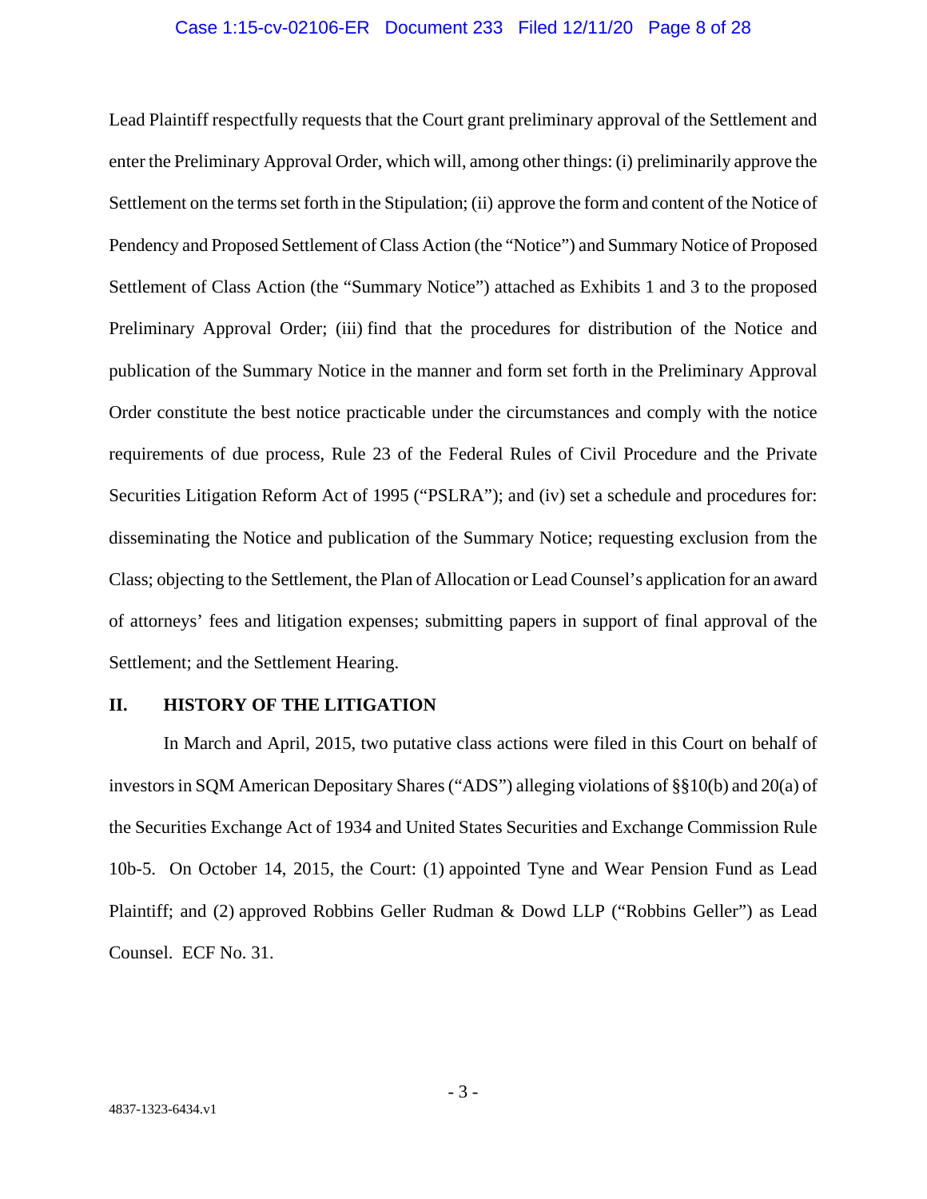Lead Plaintiff respectfully requests that the Court grant preliminary approval of the Settlement and enter the Preliminary Approval Order, which will, among other things: (i) preliminarily approve the Settlement on the terms set forth in the Stipulation; (ii) approve the form and content of the Notice of Pendency and Proposed Settlement of Class Action (the "Notice") and Summary Notice of Proposed Settlement of Class Action (the "Summary Notice") attached as Exhibits 1 and 3 to the proposed Preliminary Approval Order; (iii) find that the procedures for distribution of the Notice and publication of the Summary Notice in the manner and form set forth in the Preliminary Approval Order constitute the best notice practicable under the circumstances and comply with the notice requirements of due process, Rule 23 of the Federal Rules of Civil Procedure and the Private Securities Litigation Reform Act of 1995 ("PSLRA"); and (iv) set a schedule and procedures for: disseminating the Notice and publication of the Summary Notice; requesting exclusion from the Class; objecting to the Settlement, the Plan of Allocation or Lead Counsel's application for an award of attorneys' fees and litigation expenses; submitting papers in support of final approval of the Settlement; and the Settlement Hearing.

## II. HISTORY OF THE LITIGATION

In March and April, 2015, two putative class actions were filed in this Court on behalf of investors in SQM American Depositary Shares ("ADS") alleging violations of §§10(b) and 20(a) of the Securities Exchange Act of 1934 and United States Securities and Exchange Commission Rule 10b-5. On October 14, 2015, the Court: (1) appointed Tyne and Wear Pension Fund as Lead Plaintiff; and (2) approved Robbins Geller Rudman & Dowd LLP ("Robbins Geller") as Lead Counsel. ECF No. 31.

4837-1323-6434.v1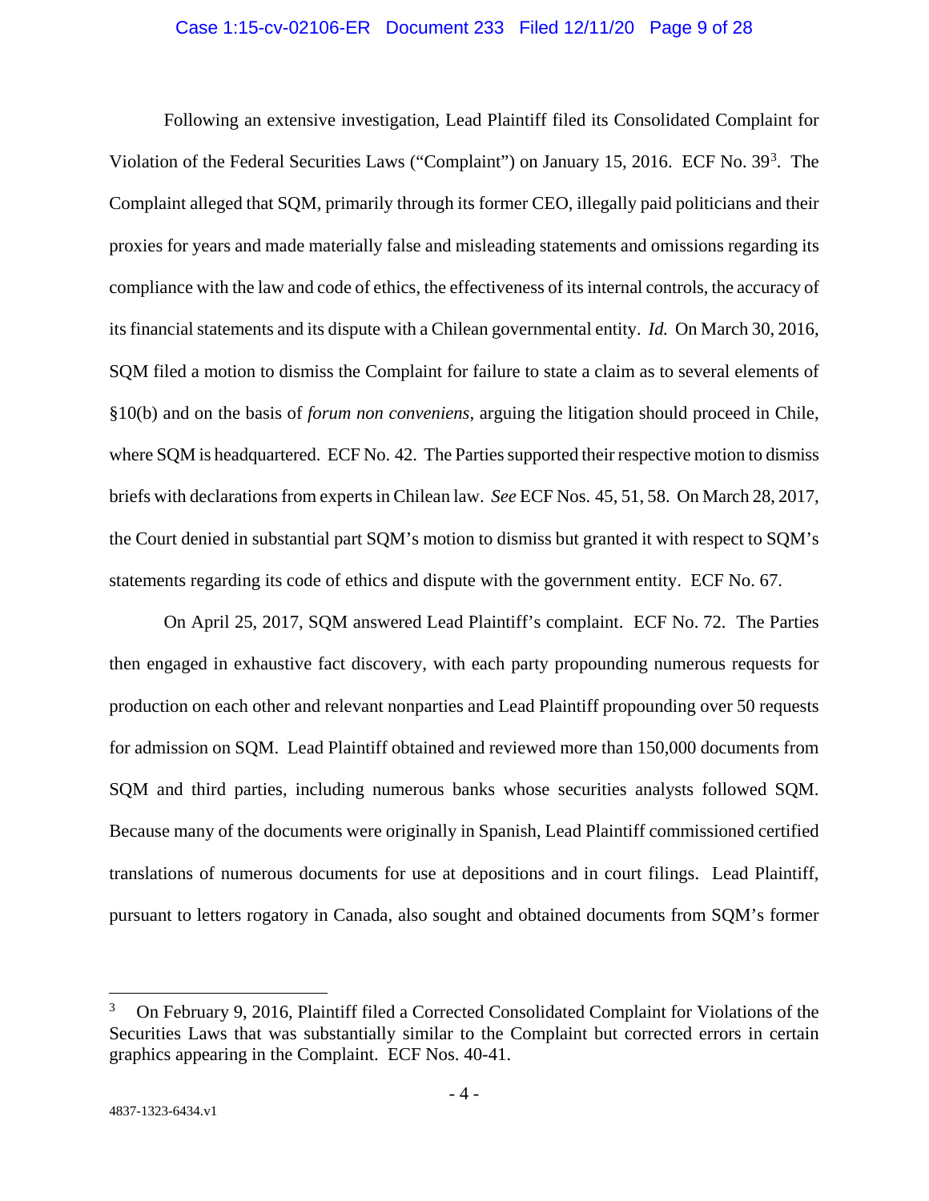Following an extensive investigation, Lead Plaintiff filed its Consolidated Complaint for Violation of the Federal Securities Laws ("Complaint") on January 15, 2016. ECF No. 39[3]. The Complaint alleged that SQM, primarily through its former CEO, illegally paid politicians and their proxies for years and made materially false and misleading statements and omissions regarding its compliance with the law and code of ethics, the effectiveness of its internal controls, the accuracy of its financial statements and its dispute with a Chilean governmental entity. *Id.* On March 30, 2016, SQM filed a motion to dismiss the Complaint for failure to state a claim as to several elements of §10(b) and on the basis of *forum non conveniens*, arguing the litigation should proceed in Chile, where SQM is headquartered. ECF No. 42. The Parties supported their respective motion to dismiss briefs with declarations from experts in Chilean law. *See* ECF Nos. 45, 51, 58. On March 28, 2017, the Court denied in substantial part SQM's motion to dismiss but granted it with respect to SQM's statements regarding its code of ethics and dispute with the government entity. ECF No. 67.

On April 25, 2017, SQM answered Lead Plaintiff's complaint. ECF No. 72. The Parties then engaged in exhaustive fact discovery, with each party propounding numerous requests for production on each other and relevant nonparties and Lead Plaintiff propounding over 50 requests for admission on SQM. Lead Plaintiff obtained and reviewed more than 150,000 documents from SQM and third parties, including numerous banks whose securities analysts followed SQM. Because many of the documents were originally in Spanish, Lead Plaintiff commissioned certified translations of numerous documents for use at depositions and in court filings. Lead Plaintiff, pursuant to letters rogatory in Canada, also sought and obtained documents from SQM's former

[3] On February 9, 2016, Plaintiff filed a Corrected Consolidated Complaint for Violations of the Securities Laws that was substantially similar to the Complaint but corrected errors in certain graphics appearing in the Complaint. ECF Nos. 40-41.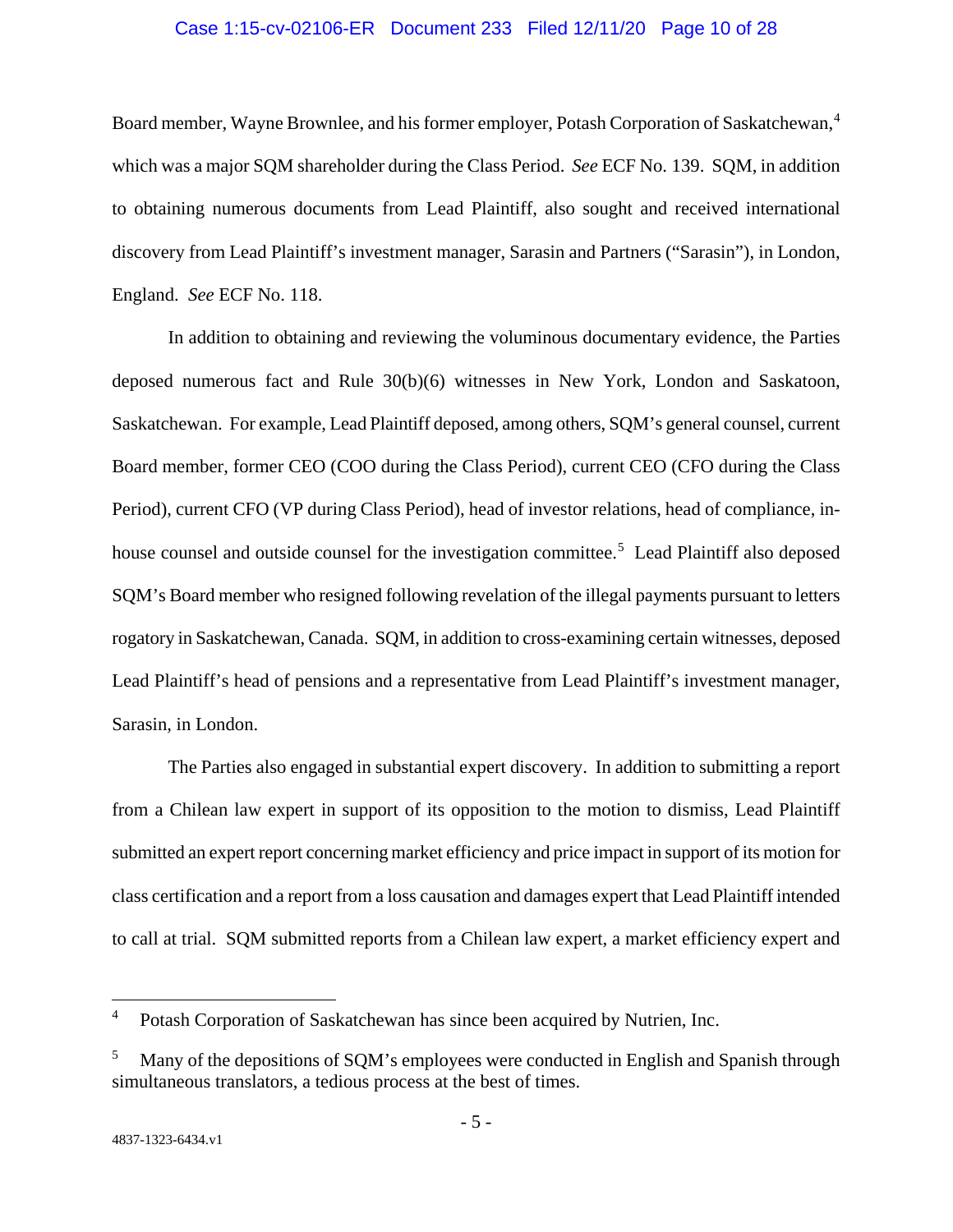Board member, Wayne Brownlee, and his former employer, Potash Corporation of Saskatchewan,[4] which was a major SQM shareholder during the Class Period. *See* ECF No. 139. SQM, in addition to obtaining numerous documents from Lead Plaintiff, also sought and received international discovery from Lead Plaintiff's investment manager, Sarasin and Partners ("Sarasin"), in London, England. *See* ECF No. 118.

In addition to obtaining and reviewing the voluminous documentary evidence, the Parties deposed numerous fact and Rule 30(b)(6) witnesses in New York, London and Saskatoon, Saskatchewan. For example, Lead Plaintiff deposed, among others, SQM's general counsel, current Board member, former CEO (COO during the Class Period), current CEO (CFO during the Class Period), current CFO (VP during Class Period), head of investor relations, head of compliance, in-house counsel and outside counsel for the investigation committee.[5] Lead Plaintiff also deposed SQM's Board member who resigned following revelation of the illegal payments pursuant to letters rogatory in Saskatchewan, Canada. SQM, in addition to cross-examining certain witnesses, deposed Lead Plaintiff's head of pensions and a representative from Lead Plaintiff's investment manager, Sarasin, in London.

The Parties also engaged in substantial expert discovery. In addition to submitting a report from a Chilean law expert in support of its opposition to the motion to dismiss, Lead Plaintiff submitted an expert report concerning market efficiency and price impact in support of its motion for class certification and a report from a loss causation and damages expert that Lead Plaintiff intended to call at trial. SQM submitted reports from a Chilean law expert, a market efficiency expert and

---

[4] Potash Corporation of Saskatchewan has since been acquired by Nutrien, Inc.

[5] Many of the depositions of SQM's employees were conducted in English and Spanish through simultaneous translators, a tedious process at the best of times.

4837-1323-6434.v1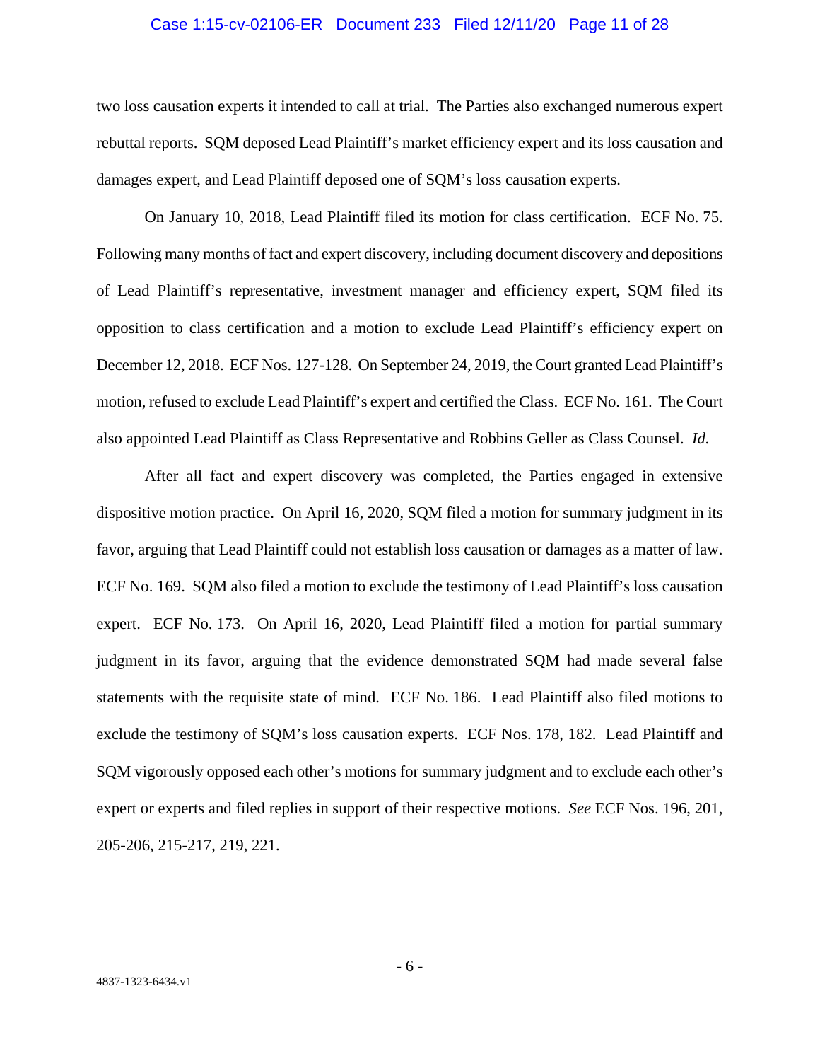two loss causation experts it intended to call at trial. The Parties also exchanged numerous expert rebuttal reports. SQM deposed Lead Plaintiff's market efficiency expert and its loss causation and damages expert, and Lead Plaintiff deposed one of SQM's loss causation experts.

On January 10, 2018, Lead Plaintiff filed its motion for class certification. ECF No. 75. Following many months of fact and expert discovery, including document discovery and depositions of Lead Plaintiff's representative, investment manager and efficiency expert, SQM filed its opposition to class certification and a motion to exclude Lead Plaintiff's efficiency expert on December 12, 2018. ECF Nos. 127-128. On September 24, 2019, the Court granted Lead Plaintiff's motion, refused to exclude Lead Plaintiff's expert and certified the Class. ECF No. 161. The Court also appointed Lead Plaintiff as Class Representative and Robbins Geller as Class Counsel. *Id.*

After all fact and expert discovery was completed, the Parties engaged in extensive dispositive motion practice. On April 16, 2020, SQM filed a motion for summary judgment in its favor, arguing that Lead Plaintiff could not establish loss causation or damages as a matter of law. ECF No. 169. SQM also filed a motion to exclude the testimony of Lead Plaintiff's loss causation expert. ECF No. 173. On April 16, 2020, Lead Plaintiff filed a motion for partial summary judgment in its favor, arguing that the evidence demonstrated SQM had made several false statements with the requisite state of mind. ECF No. 186. Lead Plaintiff also filed motions to exclude the testimony of SQM's loss causation experts. ECF Nos. 178, 182. Lead Plaintiff and SQM vigorously opposed each other's motions for summary judgment and to exclude each other's expert or experts and filed replies in support of their respective motions. *See* ECF Nos. 196, 201, 205-206, 215-217, 219, 221.

4837-1323-6434.v1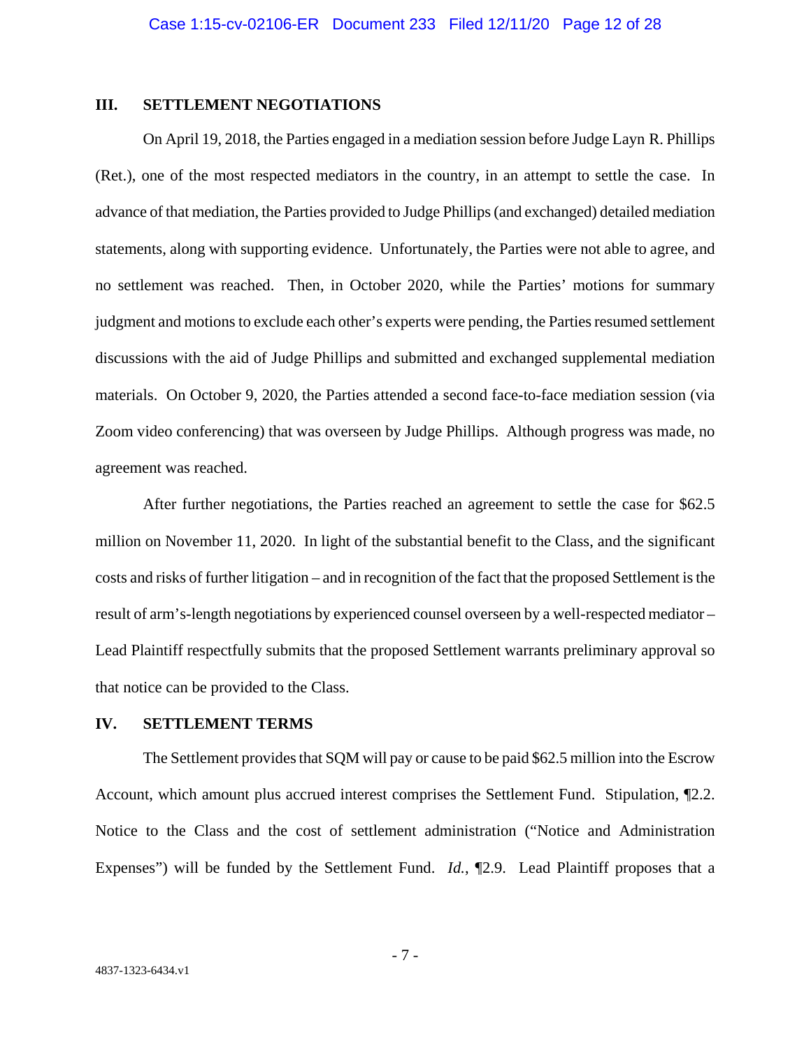## III. SETTLEMENT NEGOTIATIONS

On April 19, 2018, the Parties engaged in a mediation session before Judge Layn R. Phillips (Ret.), one of the most respected mediators in the country, in an attempt to settle the case. In advance of that mediation, the Parties provided to Judge Phillips (and exchanged) detailed mediation statements, along with supporting evidence. Unfortunately, the Parties were not able to agree, and no settlement was reached. Then, in October 2020, while the Parties' motions for summary judgment and motions to exclude each other's experts were pending, the Parties resumed settlement discussions with the aid of Judge Phillips and submitted and exchanged supplemental mediation materials. On October 9, 2020, the Parties attended a second face-to-face mediation session (via Zoom video conferencing) that was overseen by Judge Phillips. Although progress was made, no agreement was reached.

After further negotiations, the Parties reached an agreement to settle the case for $62.5 million on November 11, 2020. In light of the substantial benefit to the Class, and the significant costs and risks of further litigation – and in recognition of the fact that the proposed Settlement is the result of arm's-length negotiations by experienced counsel overseen by a well-respected mediator – Lead Plaintiff respectfully submits that the proposed Settlement warrants preliminary approval so that notice can be provided to the Class.

## IV. SETTLEMENT TERMS

The Settlement provides that SQM will pay or cause to be paid $62.5 million into the Escrow Account, which amount plus accrued interest comprises the Settlement Fund. Stipulation, ¶2.2. Notice to the Class and the cost of settlement administration ("Notice and Administration Expenses") will be funded by the Settlement Fund. *Id.*, ¶2.9. Lead Plaintiff proposes that a

4837-1323-6434.v1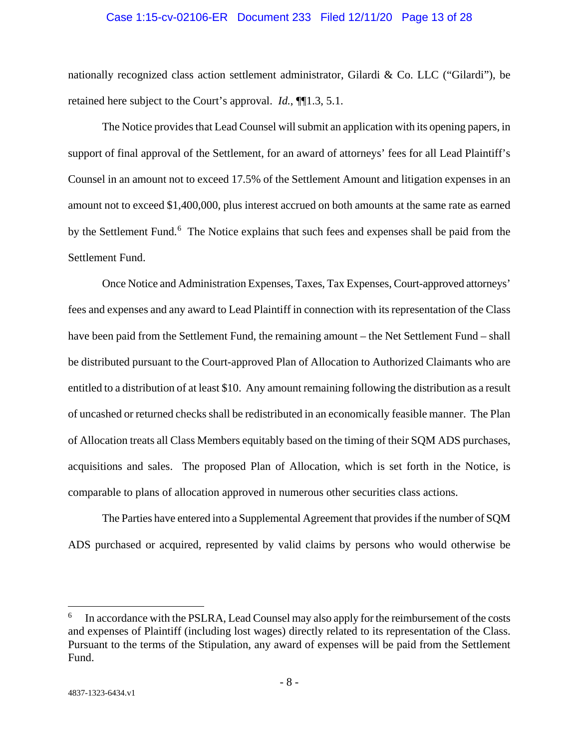nationally recognized class action settlement administrator, Gilardi & Co. LLC ("Gilardi"), be retained here subject to the Court's approval. *Id.*, ¶¶1.3, 5.1.

The Notice provides that Lead Counsel will submit an application with its opening papers, in support of final approval of the Settlement, for an award of attorneys' fees for all Lead Plaintiff's Counsel in an amount not to exceed 17.5% of the Settlement Amount and litigation expenses in an amount not to exceed $1,400,000, plus interest accrued on both amounts at the same rate as earned by the Settlement Fund.[6] The Notice explains that such fees and expenses shall be paid from the Settlement Fund.

Once Notice and Administration Expenses, Taxes, Tax Expenses, Court-approved attorneys' fees and expenses and any award to Lead Plaintiff in connection with its representation of the Class have been paid from the Settlement Fund, the remaining amount – the Net Settlement Fund – shall be distributed pursuant to the Court-approved Plan of Allocation to Authorized Claimants who are entitled to a distribution of at least $10. Any amount remaining following the distribution as a result of uncashed or returned checks shall be redistributed in an economically feasible manner. The Plan of Allocation treats all Class Members equitably based on the timing of their SQM ADS purchases, acquisitions and sales. The proposed Plan of Allocation, which is set forth in the Notice, is comparable to plans of allocation approved in numerous other securities class actions.

The Parties have entered into a Supplemental Agreement that provides if the number of SQM ADS purchased or acquired, represented by valid claims by persons who would otherwise be

---

[6] In accordance with the PSLRA, Lead Counsel may also apply for the reimbursement of the costs and expenses of Plaintiff (including lost wages) directly related to its representation of the Class. Pursuant to the terms of the Stipulation, any award of expenses will be paid from the Settlement Fund.

4837-1323-6434.v1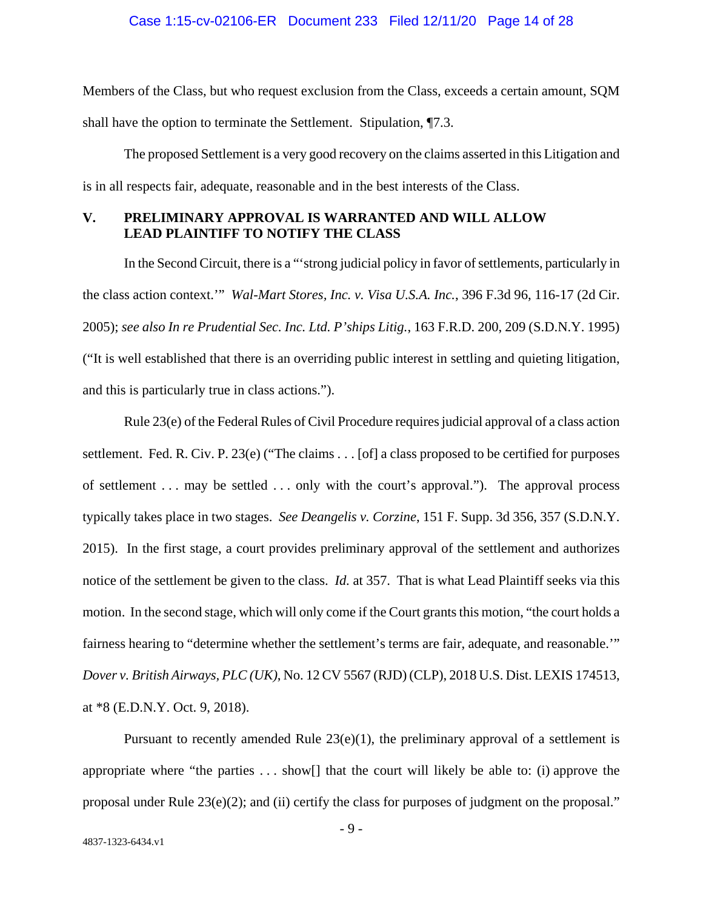Members of the Class, but who request exclusion from the Class, exceeds a certain amount, SQM shall have the option to terminate the Settlement. Stipulation, ¶7.3.

The proposed Settlement is a very good recovery on the claims asserted in this Litigation and is in all respects fair, adequate, reasonable and in the best interests of the Class.

## V. PRELIMINARY APPROVAL IS WARRANTED AND WILL ALLOW LEAD PLAINTIFF TO NOTIFY THE CLASS

In the Second Circuit, there is a "'strong judicial policy in favor of settlements, particularly in the class action context.'" *Wal-Mart Stores, Inc. v. Visa U.S.A. Inc.*, 396 F.3d 96, 116-17 (2d Cir. 2005); *see also In re Prudential Sec. Inc. Ltd. P'ships Litig.*, 163 F.R.D. 200, 209 (S.D.N.Y. 1995) ("It is well established that there is an overriding public interest in settling and quieting litigation, and this is particularly true in class actions.").

Rule 23(e) of the Federal Rules of Civil Procedure requires judicial approval of a class action settlement. Fed. R. Civ. P. 23(e) ("The claims . . . [of] a class proposed to be certified for purposes of settlement . . . may be settled . . . only with the court's approval."). The approval process typically takes place in two stages. *See Deangelis v. Corzine*, 151 F. Supp. 3d 356, 357 (S.D.N.Y. 2015). In the first stage, a court provides preliminary approval of the settlement and authorizes notice of the settlement be given to the class. *Id.* at 357. That is what Lead Plaintiff seeks via this motion. In the second stage, which will only come if the Court grants this motion, "the court holds a fairness hearing to "determine whether the settlement's terms are fair, adequate, and reasonable.'" *Dover v. British Airways, PLC (UK)*, No. 12 CV 5567 (RJD) (CLP), 2018 U.S. Dist. LEXIS 174513, at *8 (E.D.N.Y. Oct. 9, 2018).

Pursuant to recently amended Rule 23(e)(1), the preliminary approval of a settlement is appropriate where "the parties . . . show[] that the court will likely be able to: (i) approve the proposal under Rule 23(e)(2); and (ii) certify the class for purposes of judgment on the proposal."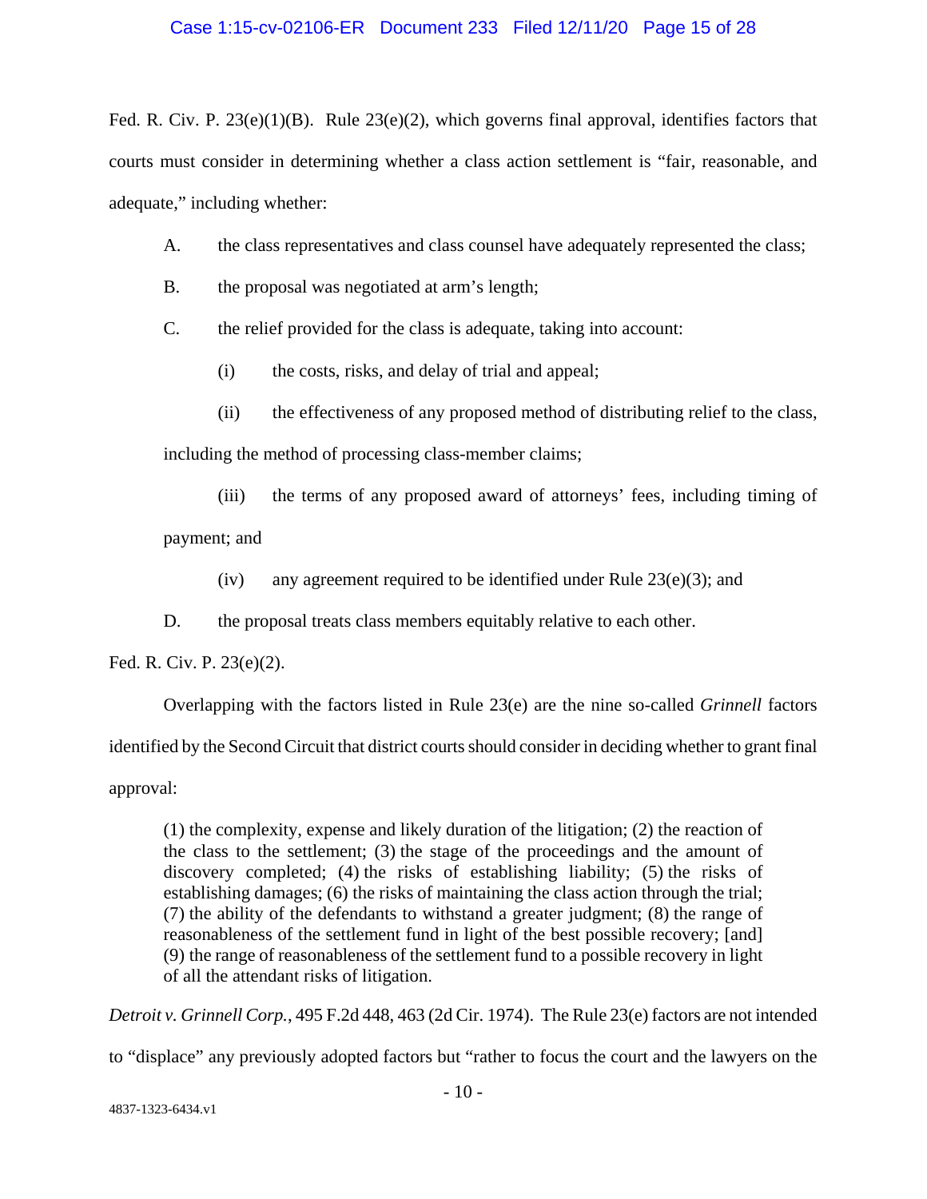Fed. R. Civ. P. 23(e)(1)(B). Rule 23(e)(2), which governs final approval, identifies factors that courts must consider in determining whether a class action settlement is "fair, reasonable, and adequate," including whether:

A. the class representatives and class counsel have adequately represented the class;

B. the proposal was negotiated at arm's length;

C. the relief provided for the class is adequate, taking into account:

(i) the costs, risks, and delay of trial and appeal;

(ii) the effectiveness of any proposed method of distributing relief to the class, including the method of processing class-member claims;

(iii) the terms of any proposed award of attorneys' fees, including timing of payment; and

(iv) any agreement required to be identified under Rule 23(e)(3); and

D. the proposal treats class members equitably relative to each other.

Fed. R. Civ. P. 23(e)(2).

Overlapping with the factors listed in Rule 23(e) are the nine so-called *Grinnell* factors identified by the Second Circuit that district courts should consider in deciding whether to grant final approval:

> (1) the complexity, expense and likely duration of the litigation; (2) the reaction of the class to the settlement; (3) the stage of the proceedings and the amount of discovery completed; (4) the risks of establishing liability; (5) the risks of establishing damages; (6) the risks of maintaining the class action through the trial; (7) the ability of the defendants to withstand a greater judgment; (8) the range of reasonableness of the settlement fund in light of the best possible recovery; [and] (9) the range of reasonableness of the settlement fund to a possible recovery in light of all the attendant risks of litigation.

*Detroit v. Grinnell Corp.*, 495 F.2d 448, 463 (2d Cir. 1974). The Rule 23(e) factors are not intended to "displace" any previously adopted factors but "rather to focus the court and the lawyers on the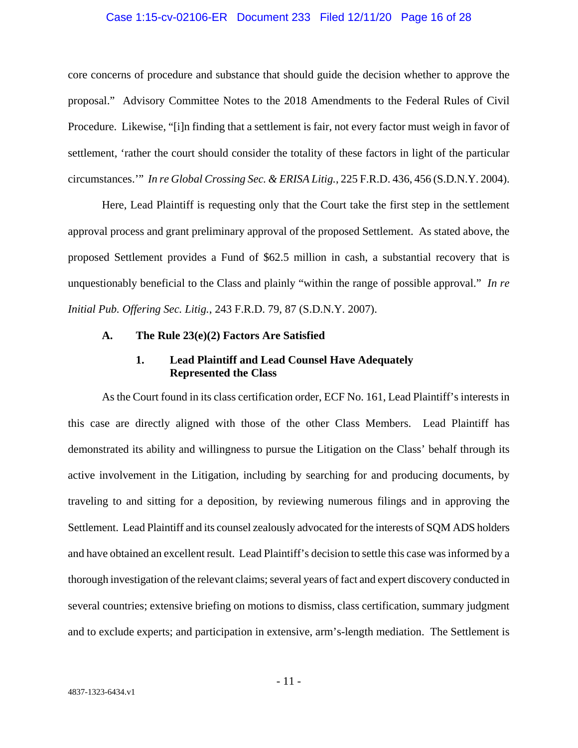core concerns of procedure and substance that should guide the decision whether to approve the proposal." Advisory Committee Notes to the 2018 Amendments to the Federal Rules of Civil Procedure. Likewise, "[i]n finding that a settlement is fair, not every factor must weigh in favor of settlement, 'rather the court should consider the totality of these factors in light of the particular circumstances.'" *In re Global Crossing Sec. & ERISA Litig.*, 225 F.R.D. 436, 456 (S.D.N.Y. 2004).

Here, Lead Plaintiff is requesting only that the Court take the first step in the settlement approval process and grant preliminary approval of the proposed Settlement. As stated above, the proposed Settlement provides a Fund of $62.5 million in cash, a substantial recovery that is unquestionably beneficial to the Class and plainly "within the range of possible approval." *In re Initial Pub. Offering Sec. Litig.*, 243 F.R.D. 79, 87 (S.D.N.Y. 2007).

### A. The Rule 23(e)(2) Factors Are Satisfied

#### 1. Lead Plaintiff and Lead Counsel Have Adequately Represented the Class

As the Court found in its class certification order, ECF No. 161, Lead Plaintiff's interests in this case are directly aligned with those of the other Class Members. Lead Plaintiff has demonstrated its ability and willingness to pursue the Litigation on the Class' behalf through its active involvement in the Litigation, including by searching for and producing documents, by traveling to and sitting for a deposition, by reviewing numerous filings and in approving the Settlement. Lead Plaintiff and its counsel zealously advocated for the interests of SQM ADS holders and have obtained an excellent result. Lead Plaintiff's decision to settle this case was informed by a thorough investigation of the relevant claims; several years of fact and expert discovery conducted in several countries; extensive briefing on motions to dismiss, class certification, summary judgment and to exclude experts; and participation in extensive, arm's-length mediation. The Settlement is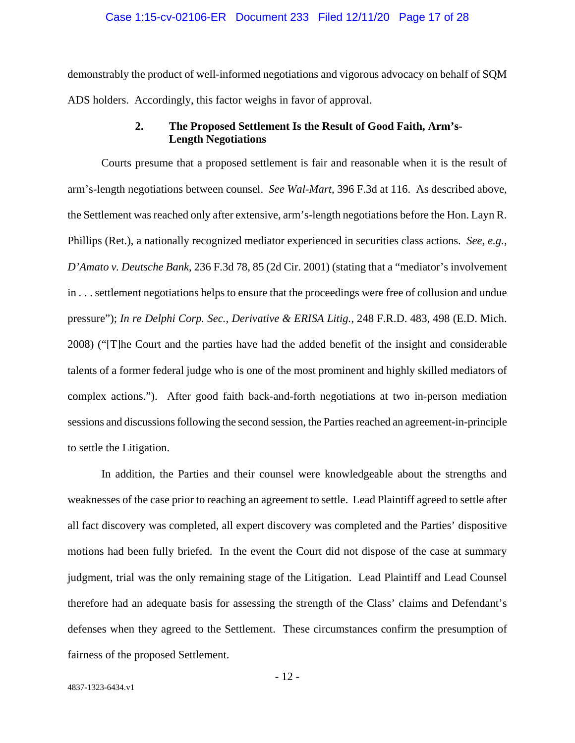demonstrably the product of well-informed negotiations and vigorous advocacy on behalf of SQM ADS holders. Accordingly, this factor weighs in favor of approval.

### 2. The Proposed Settlement Is the Result of Good Faith, Arm's-Length Negotiations

Courts presume that a proposed settlement is fair and reasonable when it is the result of arm's-length negotiations between counsel. *See Wal-Mart*, 396 F.3d at 116. As described above, the Settlement was reached only after extensive, arm's-length negotiations before the Hon. Layn R. Phillips (Ret.), a nationally recognized mediator experienced in securities class actions. *See, e.g.*, *D'Amato v. Deutsche Bank*, 236 F.3d 78, 85 (2d Cir. 2001) (stating that a "mediator's involvement in . . . settlement negotiations helps to ensure that the proceedings were free of collusion and undue pressure"); *In re Delphi Corp. Sec., Derivative & ERISA Litig.*, 248 F.R.D. 483, 498 (E.D. Mich. 2008) ("[T]he Court and the parties have had the added benefit of the insight and considerable talents of a former federal judge who is one of the most prominent and highly skilled mediators of complex actions."). After good faith back-and-forth negotiations at two in-person mediation sessions and discussions following the second session, the Parties reached an agreement-in-principle to settle the Litigation.

In addition, the Parties and their counsel were knowledgeable about the strengths and weaknesses of the case prior to reaching an agreement to settle. Lead Plaintiff agreed to settle after all fact discovery was completed, all expert discovery was completed and the Parties' dispositive motions had been fully briefed. In the event the Court did not dispose of the case at summary judgment, trial was the only remaining stage of the Litigation. Lead Plaintiff and Lead Counsel therefore had an adequate basis for assessing the strength of the Class' claims and Defendant's defenses when they agreed to the Settlement. These circumstances confirm the presumption of fairness of the proposed Settlement.

4837-1323-6434.v1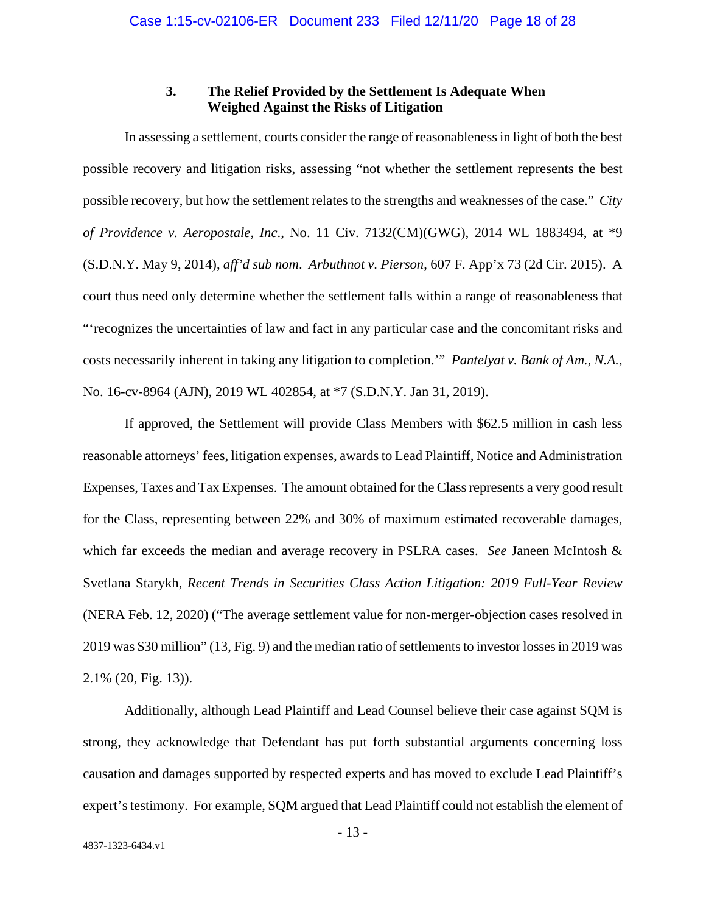### 3. The Relief Provided by the Settlement Is Adequate When Weighed Against the Risks of Litigation

In assessing a settlement, courts consider the range of reasonableness in light of both the best possible recovery and litigation risks, assessing "not whether the settlement represents the best possible recovery, but how the settlement relates to the strengths and weaknesses of the case." *City of Providence v. Aeropostale, Inc.*, No. 11 Civ. 7132(CM)(GWG), 2014 WL 1883494, at *9 (S.D.N.Y. May 9, 2014), *aff'd sub nom*. *Arbuthnot v. Pierson*, 607 F. App'x 73 (2d Cir. 2015). A court thus need only determine whether the settlement falls within a range of reasonableness that "'recognizes the uncertainties of law and fact in any particular case and the concomitant risks and costs necessarily inherent in taking any litigation to completion.'" *Pantelyat v. Bank of Am., N.A.*, No. 16-cv-8964 (AJN), 2019 WL 402854, at *7 (S.D.N.Y. Jan 31, 2019).

If approved, the Settlement will provide Class Members with $62.5 million in cash less reasonable attorneys' fees, litigation expenses, awards to Lead Plaintiff, Notice and Administration Expenses, Taxes and Tax Expenses. The amount obtained for the Class represents a very good result for the Class, representing between 22% and 30% of maximum estimated recoverable damages, which far exceeds the median and average recovery in PSLRA cases. *See* Janeen McIntosh & Svetlana Starykh, *Recent Trends in Securities Class Action Litigation: 2019 Full-Year Review* (NERA Feb. 12, 2020) ("The average settlement value for non-merger-objection cases resolved in 2019 was $30 million" (13, Fig. 9) and the median ratio of settlements to investor losses in 2019 was 2.1% (20, Fig. 13)).

Additionally, although Lead Plaintiff and Lead Counsel believe their case against SQM is strong, they acknowledge that Defendant has put forth substantial arguments concerning loss causation and damages supported by respected experts and has moved to exclude Lead Plaintiff's expert's testimony. For example, SQM argued that Lead Plaintiff could not establish the element of

4837-1323-6434.v1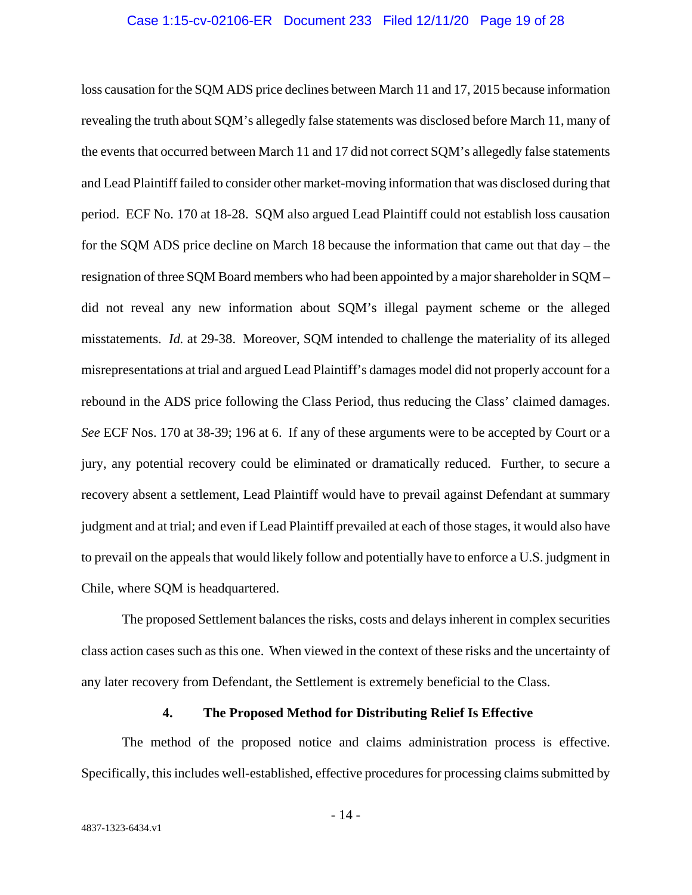loss causation for the SQM ADS price declines between March 11 and 17, 2015 because information revealing the truth about SQM's allegedly false statements was disclosed before March 11, many of the events that occurred between March 11 and 17 did not correct SQM's allegedly false statements and Lead Plaintiff failed to consider other market-moving information that was disclosed during that period. ECF No. 170 at 18-28. SQM also argued Lead Plaintiff could not establish loss causation for the SQM ADS price decline on March 18 because the information that came out that day – the resignation of three SQM Board members who had been appointed by a major shareholder in SQM – did not reveal any new information about SQM's illegal payment scheme or the alleged misstatements. *Id.* at 29-38. Moreover, SQM intended to challenge the materiality of its alleged misrepresentations at trial and argued Lead Plaintiff's damages model did not properly account for a rebound in the ADS price following the Class Period, thus reducing the Class' claimed damages. *See* ECF Nos. 170 at 38-39; 196 at 6. If any of these arguments were to be accepted by Court or a jury, any potential recovery could be eliminated or dramatically reduced. Further, to secure a recovery absent a settlement, Lead Plaintiff would have to prevail against Defendant at summary judgment and at trial; and even if Lead Plaintiff prevailed at each of those stages, it would also have to prevail on the appeals that would likely follow and potentially have to enforce a U.S. judgment in Chile, where SQM is headquartered.

The proposed Settlement balances the risks, costs and delays inherent in complex securities class action cases such as this one. When viewed in the context of these risks and the uncertainty of any later recovery from Defendant, the Settlement is extremely beneficial to the Class.

**4. The Proposed Method for Distributing Relief Is Effective**

The method of the proposed notice and claims administration process is effective. Specifically, this includes well-established, effective procedures for processing claims submitted by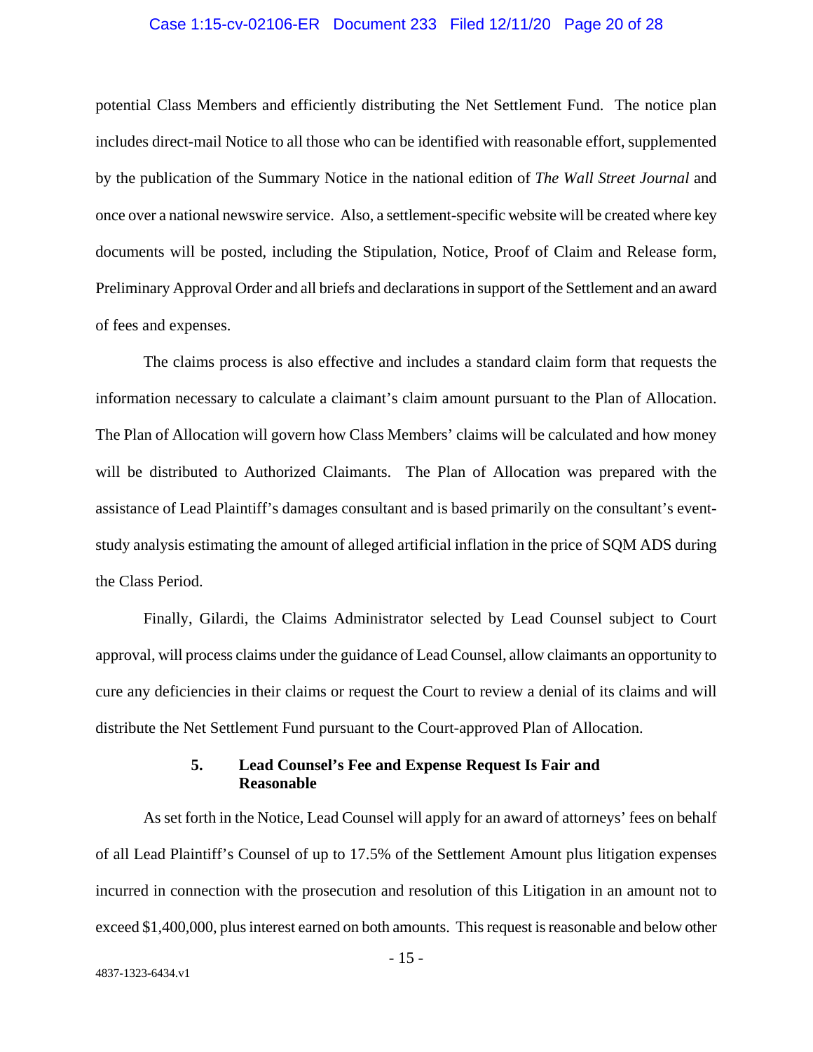potential Class Members and efficiently distributing the Net Settlement Fund. The notice plan includes direct-mail Notice to all those who can be identified with reasonable effort, supplemented by the publication of the Summary Notice in the national edition of *The Wall Street Journal* and once over a national newswire service. Also, a settlement-specific website will be created where key documents will be posted, including the Stipulation, Notice, Proof of Claim and Release form, Preliminary Approval Order and all briefs and declarations in support of the Settlement and an award of fees and expenses.

The claims process is also effective and includes a standard claim form that requests the information necessary to calculate a claimant's claim amount pursuant to the Plan of Allocation. The Plan of Allocation will govern how Class Members' claims will be calculated and how money will be distributed to Authorized Claimants. The Plan of Allocation was prepared with the assistance of Lead Plaintiff's damages consultant and is based primarily on the consultant's event-study analysis estimating the amount of alleged artificial inflation in the price of SQM ADS during the Class Period.

Finally, Gilardi, the Claims Administrator selected by Lead Counsel subject to Court approval, will process claims under the guidance of Lead Counsel, allow claimants an opportunity to cure any deficiencies in their claims or request the Court to review a denial of its claims and will distribute the Net Settlement Fund pursuant to the Court-approved Plan of Allocation.

#### 5. Lead Counsel's Fee and Expense Request Is Fair and Reasonable

As set forth in the Notice, Lead Counsel will apply for an award of attorneys' fees on behalf of all Lead Plaintiff's Counsel of up to 17.5% of the Settlement Amount plus litigation expenses incurred in connection with the prosecution and resolution of this Litigation in an amount not to exceed $1,400,000, plus interest earned on both amounts. This request is reasonable and below other

4837-1323-6434.v1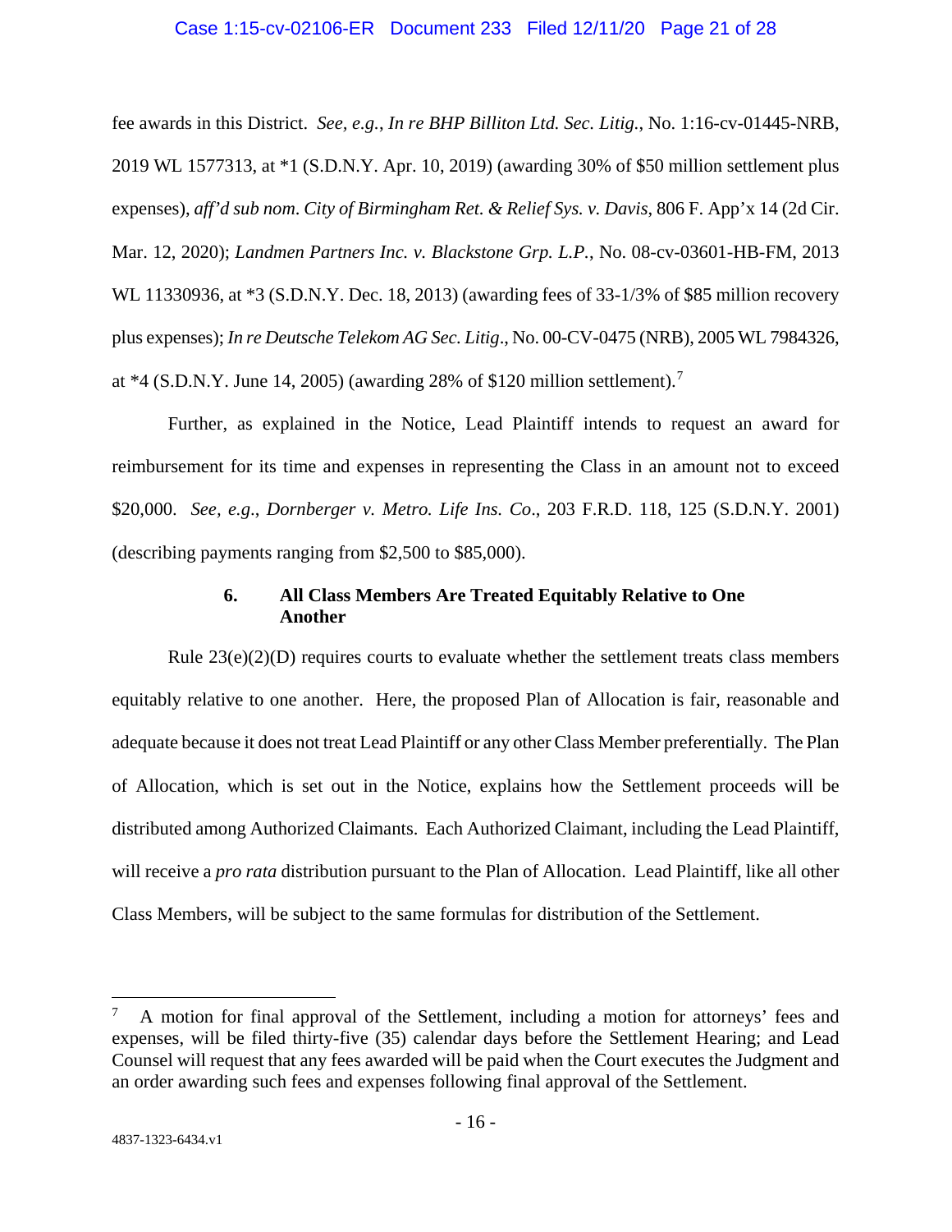fee awards in this District. *See, e.g.*, *In re BHP Billiton Ltd. Sec. Litig.*, No. 1:16-cv-01445-NRB, 2019 WL 1577313, at *1 (S.D.N.Y. Apr. 10, 2019) (awarding 30% of $50 million settlement plus expenses), *aff'd sub nom*. *City of Birmingham Ret. & Relief Sys. v. Davis*, 806 F. App'x 14 (2d Cir. Mar. 12, 2020); *Landmen Partners Inc. v. Blackstone Grp. L.P.*, No. 08-cv-03601-HB-FM, 2013 WL 11330936, at *3 (S.D.N.Y. Dec. 18, 2013) (awarding fees of 33-1/3% of $85 million recovery plus expenses); *In re Deutsche Telekom AG Sec. Litig*., No. 00-CV-0475 (NRB), 2005 WL 7984326, at *4 (S.D.N.Y. June 14, 2005) (awarding 28% of $120 million settlement).[7]

Further, as explained in the Notice, Lead Plaintiff intends to request an award for reimbursement for its time and expenses in representing the Class in an amount not to exceed $20,000. *See, e.g*., *Dornberger v. Metro. Life Ins. Co*., 203 F.R.D. 118, 125 (S.D.N.Y. 2001) (describing payments ranging from $2,500 to $85,000).

### 6. All Class Members Are Treated Equitably Relative to One Another

Rule 23(e)(2)(D) requires courts to evaluate whether the settlement treats class members equitably relative to one another. Here, the proposed Plan of Allocation is fair, reasonable and adequate because it does not treat Lead Plaintiff or any other Class Member preferentially. The Plan of Allocation, which is set out in the Notice, explains how the Settlement proceeds will be distributed among Authorized Claimants. Each Authorized Claimant, including the Lead Plaintiff, will receive a *pro rata* distribution pursuant to the Plan of Allocation. Lead Plaintiff, like all other Class Members, will be subject to the same formulas for distribution of the Settlement.

---

[7] A motion for final approval of the Settlement, including a motion for attorneys' fees and expenses, will be filed thirty-five (35) calendar days before the Settlement Hearing; and Lead Counsel will request that any fees awarded will be paid when the Court executes the Judgment and an order awarding such fees and expenses following final approval of the Settlement.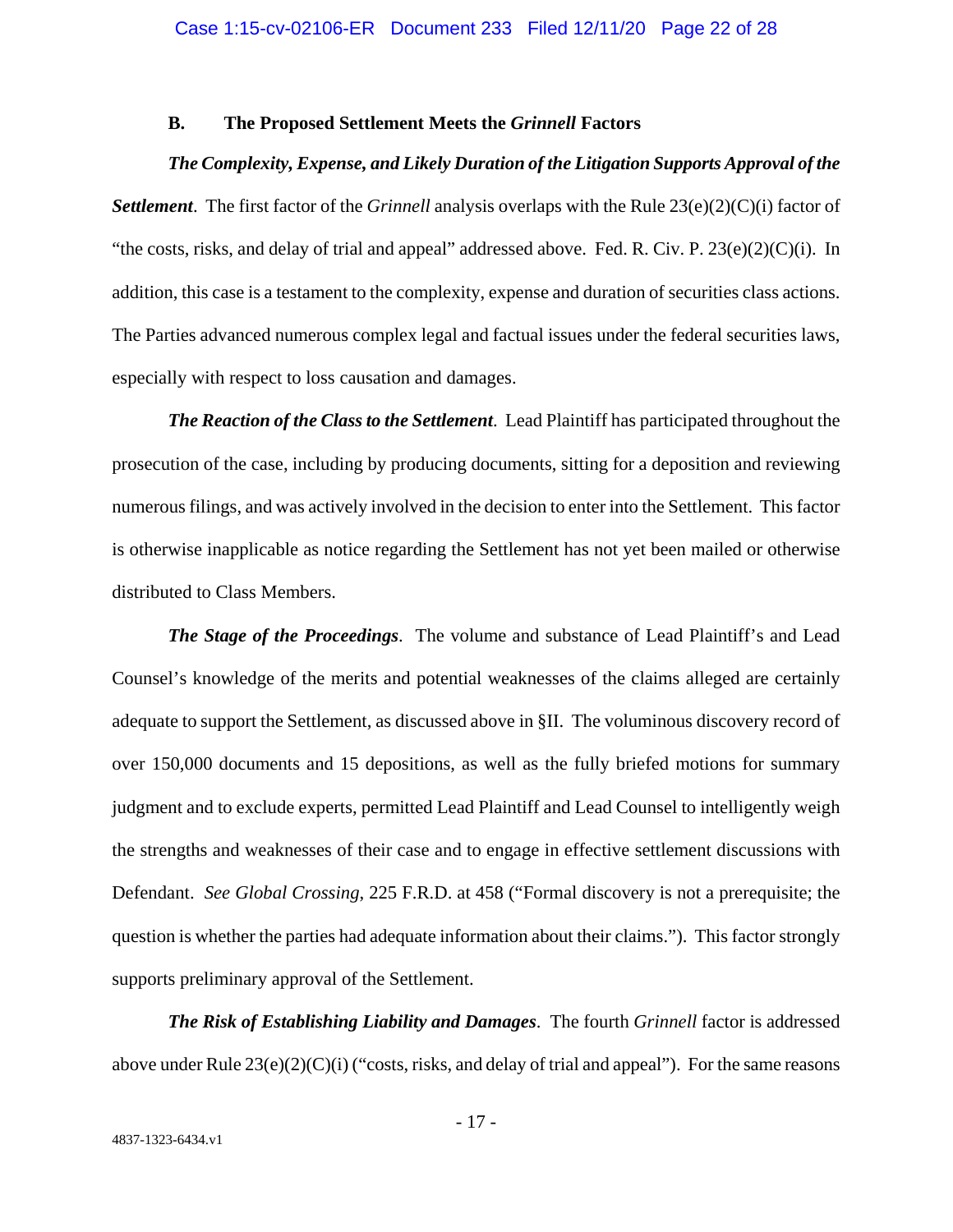### B. The Proposed Settlement Meets the *Grinnell* Factors

***The Complexity, Expense, and Likely Duration of the Litigation Supports Approval of the Settlement***. The first factor of the *Grinnell* analysis overlaps with the Rule 23(e)(2)(C)(i) factor of "the costs, risks, and delay of trial and appeal" addressed above. Fed. R. Civ. P. 23(e)(2)(C)(i). In addition, this case is a testament to the complexity, expense and duration of securities class actions. The Parties advanced numerous complex legal and factual issues under the federal securities laws, especially with respect to loss causation and damages.

***The Reaction of the Class to the Settlement***. Lead Plaintiff has participated throughout the prosecution of the case, including by producing documents, sitting for a deposition and reviewing numerous filings, and was actively involved in the decision to enter into the Settlement. This factor is otherwise inapplicable as notice regarding the Settlement has not yet been mailed or otherwise distributed to Class Members.

***The Stage of the Proceedings***. The volume and substance of Lead Plaintiff's and Lead Counsel's knowledge of the merits and potential weaknesses of the claims alleged are certainly adequate to support the Settlement, as discussed above in §II. The voluminous discovery record of over 150,000 documents and 15 depositions, as well as the fully briefed motions for summary judgment and to exclude experts, permitted Lead Plaintiff and Lead Counsel to intelligently weigh the strengths and weaknesses of their case and to engage in effective settlement discussions with Defendant. *See Global Crossing*, 225 F.R.D. at 458 ("Formal discovery is not a prerequisite; the question is whether the parties had adequate information about their claims."). This factor strongly supports preliminary approval of the Settlement.

***The Risk of Establishing Liability and Damages***. The fourth *Grinnell* factor is addressed above under Rule 23(e)(2)(C)(i) ("costs, risks, and delay of trial and appeal"). For the same reasons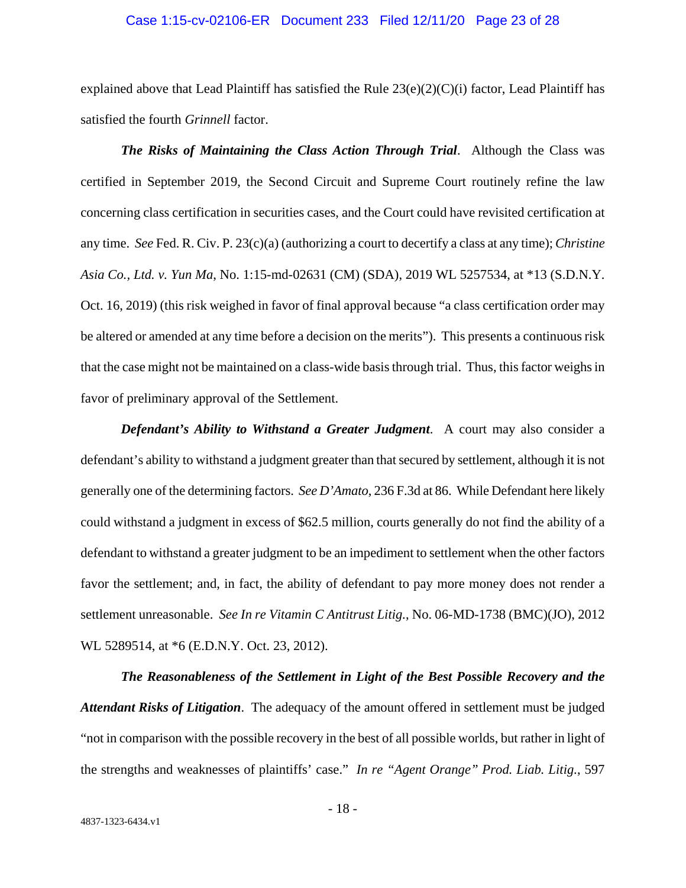explained above that Lead Plaintiff has satisfied the Rule 23(e)(2)(C)(i) factor, Lead Plaintiff has satisfied the fourth *Grinnell* factor.

***The Risks of Maintaining the Class Action Through Trial***. Although the Class was certified in September 2019, the Second Circuit and Supreme Court routinely refine the law concerning class certification in securities cases, and the Court could have revisited certification at any time. *See* Fed. R. Civ. P. 23(c)(a) (authorizing a court to decertify a class at any time); *Christine Asia Co., Ltd. v. Yun Ma*, No. 1:15-md-02631 (CM) (SDA), 2019 WL 5257534, at *13 (S.D.N.Y. Oct. 16, 2019) (this risk weighed in favor of final approval because "a class certification order may be altered or amended at any time before a decision on the merits"). This presents a continuous risk that the case might not be maintained on a class-wide basis through trial. Thus, this factor weighs in favor of preliminary approval of the Settlement.

***Defendant's Ability to Withstand a Greater Judgment***. A court may also consider a defendant's ability to withstand a judgment greater than that secured by settlement, although it is not generally one of the determining factors. *See D'Amato*, 236 F.3d at 86. While Defendant here likely could withstand a judgment in excess of $62.5 million, courts generally do not find the ability of a defendant to withstand a greater judgment to be an impediment to settlement when the other factors favor the settlement; and, in fact, the ability of defendant to pay more money does not render a settlement unreasonable. *See In re Vitamin C Antitrust Litig.*, No. 06-MD-1738 (BMC)(JO), 2012 WL 5289514, at *6 (E.D.N.Y. Oct. 23, 2012).

***The Reasonableness of the Settlement in Light of the Best Possible Recovery and the Attendant Risks of Litigation***. The adequacy of the amount offered in settlement must be judged "not in comparison with the possible recovery in the best of all possible worlds, but rather in light of the strengths and weaknesses of plaintiffs' case." *In re "Agent Orange" Prod. Liab. Litig.*, 597

4837-1323-6434.v1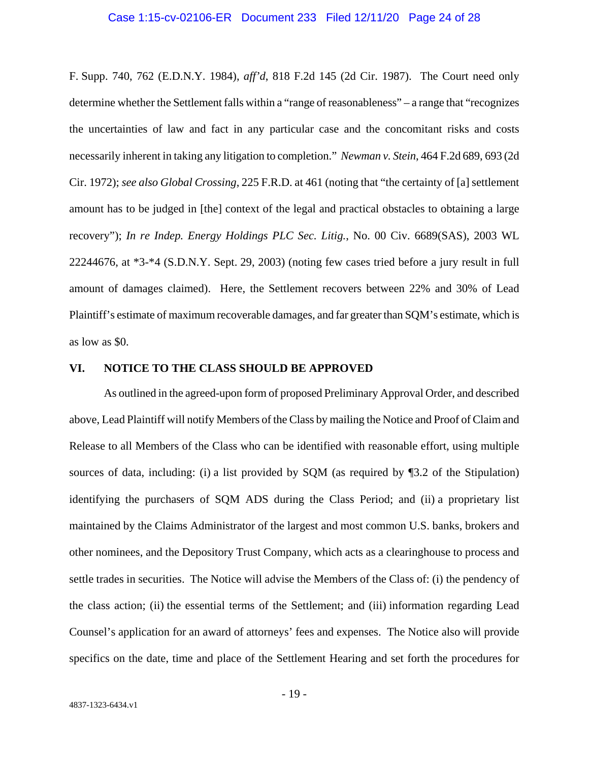F. Supp. 740, 762 (E.D.N.Y. 1984), *aff'd*, 818 F.2d 145 (2d Cir. 1987). The Court need only determine whether the Settlement falls within a "range of reasonableness" – a range that "recognizes the uncertainties of law and fact in any particular case and the concomitant risks and costs necessarily inherent in taking any litigation to completion." *Newman v. Stein*, 464 F.2d 689, 693 (2d Cir. 1972); *see also Global Crossing*, 225 F.R.D. at 461 (noting that "the certainty of [a] settlement amount has to be judged in [the] context of the legal and practical obstacles to obtaining a large recovery"); *In re Indep. Energy Holdings PLC Sec. Litig.*, No. 00 Civ. 6689(SAS), 2003 WL 22244676, at *3-*4 (S.D.N.Y. Sept. 29, 2003) (noting few cases tried before a jury result in full amount of damages claimed). Here, the Settlement recovers between 22% and 30% of Lead Plaintiff's estimate of maximum recoverable damages, and far greater than SQM's estimate, which is as low as $0.

## VI. NOTICE TO THE CLASS SHOULD BE APPROVED

As outlined in the agreed-upon form of proposed Preliminary Approval Order, and described above, Lead Plaintiff will notify Members of the Class by mailing the Notice and Proof of Claim and Release to all Members of the Class who can be identified with reasonable effort, using multiple sources of data, including: (i) a list provided by SQM (as required by ¶3.2 of the Stipulation) identifying the purchasers of SQM ADS during the Class Period; and (ii) a proprietary list maintained by the Claims Administrator of the largest and most common U.S. banks, brokers and other nominees, and the Depository Trust Company, which acts as a clearinghouse to process and settle trades in securities. The Notice will advise the Members of the Class of: (i) the pendency of the class action; (ii) the essential terms of the Settlement; and (iii) information regarding Lead Counsel's application for an award of attorneys' fees and expenses. The Notice also will provide specifics on the date, time and place of the Settlement Hearing and set forth the procedures for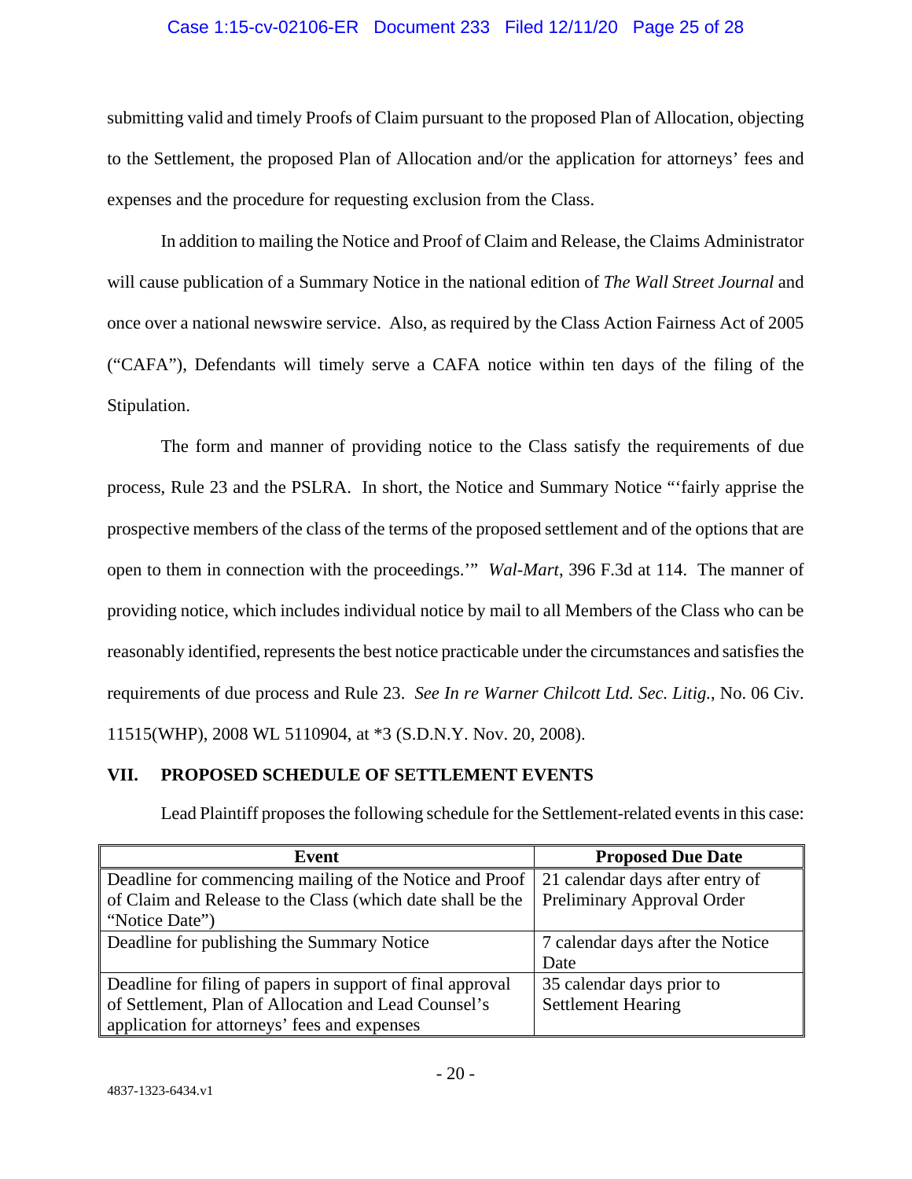submitting valid and timely Proofs of Claim pursuant to the proposed Plan of Allocation, objecting to the Settlement, the proposed Plan of Allocation and/or the application for attorneys' fees and expenses and the procedure for requesting exclusion from the Class.

In addition to mailing the Notice and Proof of Claim and Release, the Claims Administrator will cause publication of a Summary Notice in the national edition of *The Wall Street Journal* and once over a national newswire service. Also, as required by the Class Action Fairness Act of 2005 ("CAFA"), Defendants will timely serve a CAFA notice within ten days of the filing of the Stipulation.

The form and manner of providing notice to the Class satisfy the requirements of due process, Rule 23 and the PSLRA. In short, the Notice and Summary Notice "'fairly apprise the prospective members of the class of the terms of the proposed settlement and of the options that are open to them in connection with the proceedings.'" *Wal-Mart*, 396 F.3d at 114. The manner of providing notice, which includes individual notice by mail to all Members of the Class who can be reasonably identified, represents the best notice practicable under the circumstances and satisfies the requirements of due process and Rule 23. *See In re Warner Chilcott Ltd. Sec. Litig.*, No. 06 Civ. 11515(WHP), 2008 WL 5110904, at *3 (S.D.N.Y. Nov. 20, 2008).

## VII. PROPOSED SCHEDULE OF SETTLEMENT EVENTS

Lead Plaintiff proposes the following schedule for the Settlement-related events in this case:

| Event | Proposed Due Date |
|---|---|
| Deadline for commencing mailing of the Notice and Proof of Claim and Release to the Class (which date shall be the "Notice Date") | 21 calendar days after entry of Preliminary Approval Order |
| Deadline for publishing the Summary Notice | 7 calendar days after the Notice Date |
| Deadline for filing of papers in support of final approval of Settlement, Plan of Allocation and Lead Counsel's application for attorneys' fees and expenses | 35 calendar days prior to Settlement Hearing |

4837-1323-6434.v1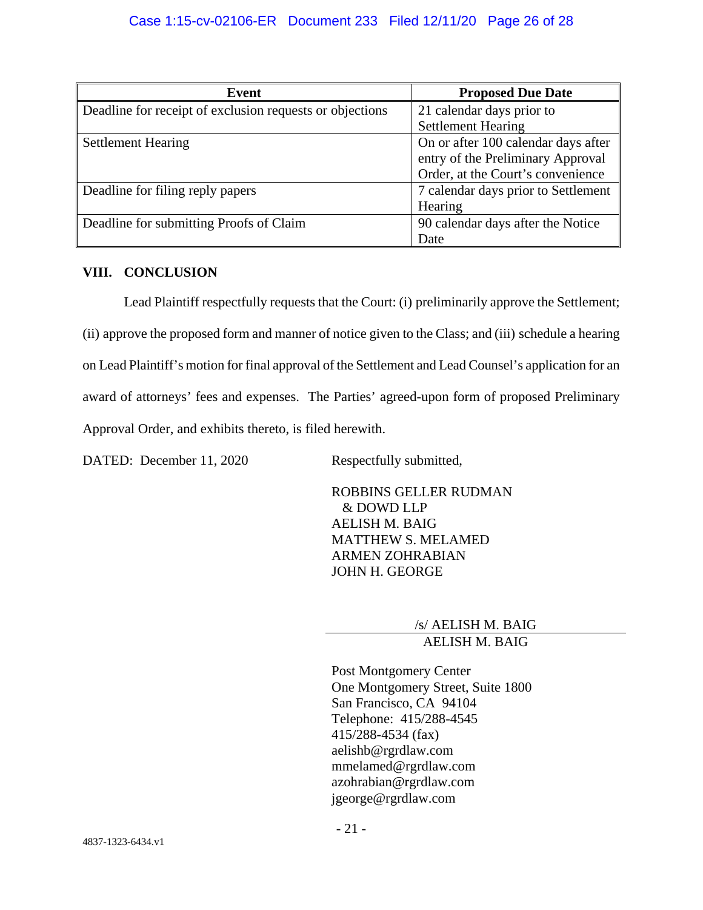| Event | Proposed Due Date |
| --- | --- |
| Deadline for receipt of exclusion requests or objections | 21 calendar days prior to Settlement Hearing |
| Settlement Hearing | On or after 100 calendar days after entry of the Preliminary Approval Order, at the Court's convenience |
| Deadline for filing reply papers | 7 calendar days prior to Settlement Hearing |
| Deadline for submitting Proofs of Claim | 90 calendar days after the Notice Date |

## VIII. CONCLUSION

Lead Plaintiff respectfully requests that the Court: (i) preliminarily approve the Settlement; (ii) approve the proposed form and manner of notice given to the Class; and (iii) schedule a hearing on Lead Plaintiff's motion for final approval of the Settlement and Lead Counsel's application for an award of attorneys' fees and expenses. The Parties' agreed-upon form of proposed Preliminary Approval Order, and exhibits thereto, is filed herewith.

DATED: December 11, 2020

Respectfully submitted,

ROBBINS GELLER RUDMAN
& DOWD LLP
AELISH M. BAIG
MATTHEW S. MELAMED
ARMEN ZOHRABIAN
JOHN H. GEORGE

/s/ AELISH M. BAIG
AELISH M. BAIG

Post Montgomery Center
One Montgomery Street, Suite 1800
San Francisco, CA 94104
Telephone: 415/288-4545
415/288-4534 (fax)
aelishb@rgrdlaw.com
mmelamed@rgrdlaw.com
azohrabian@rgrdlaw.com
jgeorge@rgrdlaw.com

4837-1323-6434.v1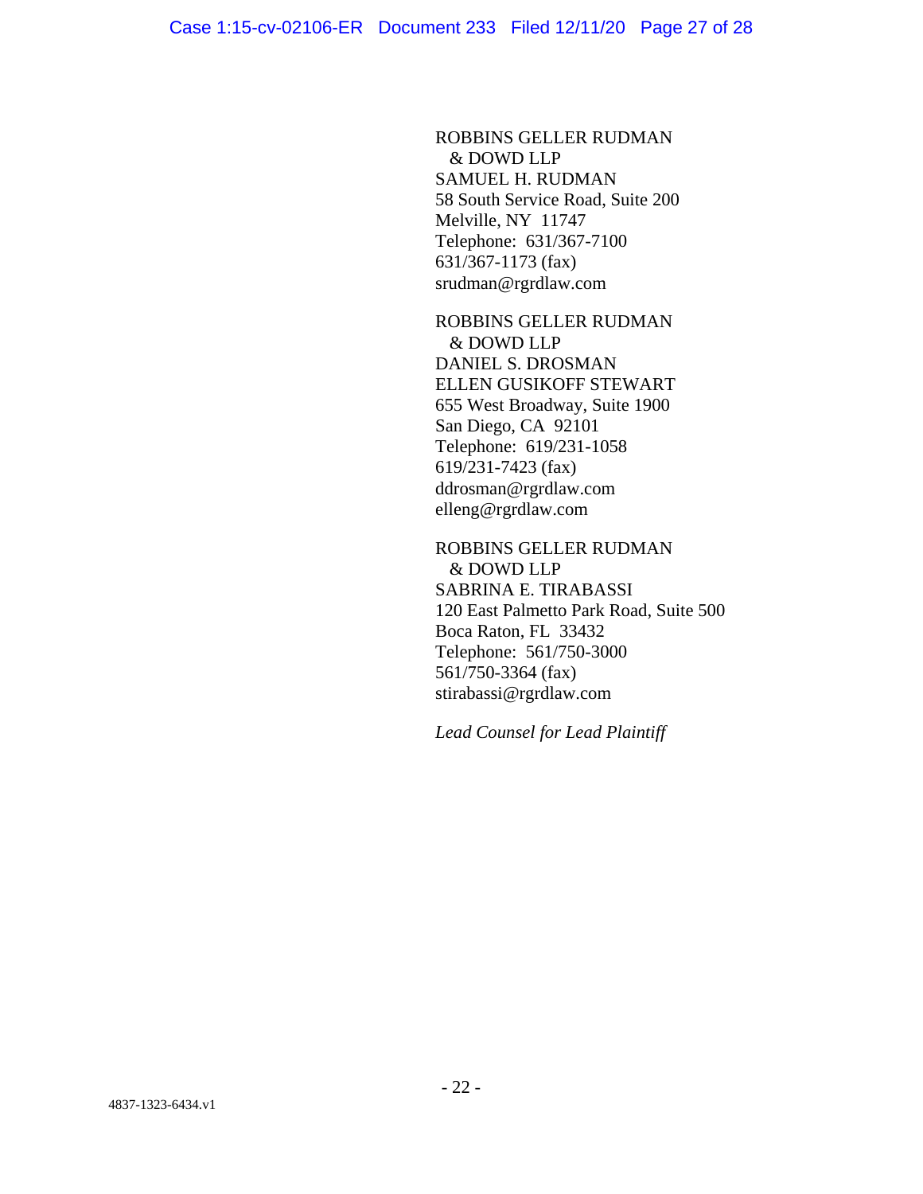ROBBINS GELLER RUDMAN
& DOWD LLP
SAMUEL H. RUDMAN
58 South Service Road, Suite 200
Melville, NY 11747
Telephone: 631/367-7100
631/367-1173 (fax)
srudman@rgrdlaw.com

ROBBINS GELLER RUDMAN
& DOWD LLP
DANIEL S. DROSMAN
ELLEN GUSIKOFF STEWART
655 West Broadway, Suite 1900
San Diego, CA 92101
Telephone: 619/231-1058
619/231-7423 (fax)
ddrosman@rgrdlaw.com
elleng@rgrdlaw.com

ROBBINS GELLER RUDMAN
& DOWD LLP
SABRINA E. TIRABASSI
120 East Palmetto Park Road, Suite 500
Boca Raton, FL 33432
Telephone: 561/750-3000
561/750-3364 (fax)
stirabassi@rgrdlaw.com

*Lead Counsel for Lead Plaintiff*

4837-1323-6434.v1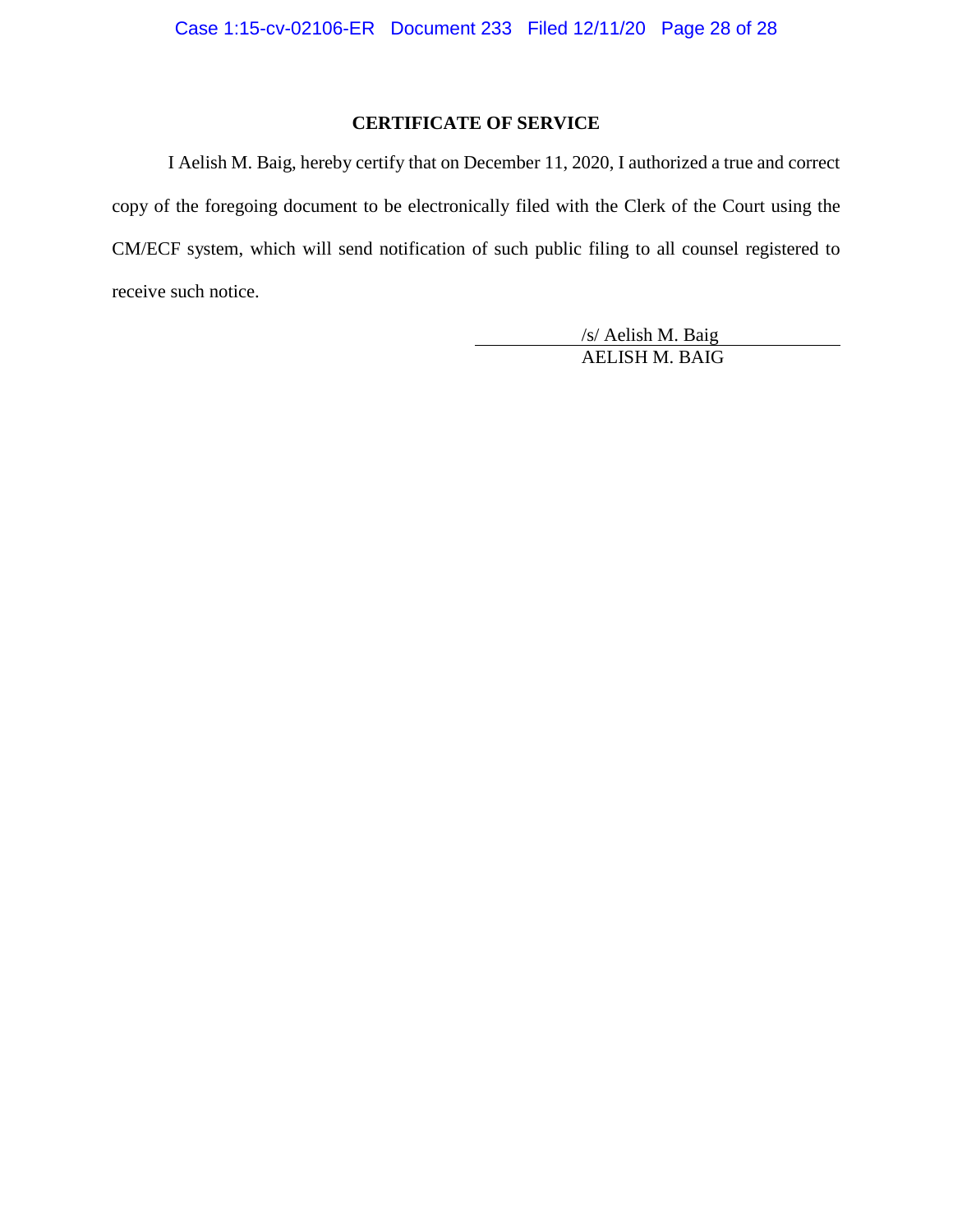## CERTIFICATE OF SERVICE

I Aelish M. Baig, hereby certify that on December 11, 2020, I authorized a true and correct copy of the foregoing document to be electronically filed with the Clerk of the Court using the CM/ECF system, which will send notification of such public filing to all counsel registered to receive such notice.

/s/ Aelish M. Baig
AELISH M. BAIG